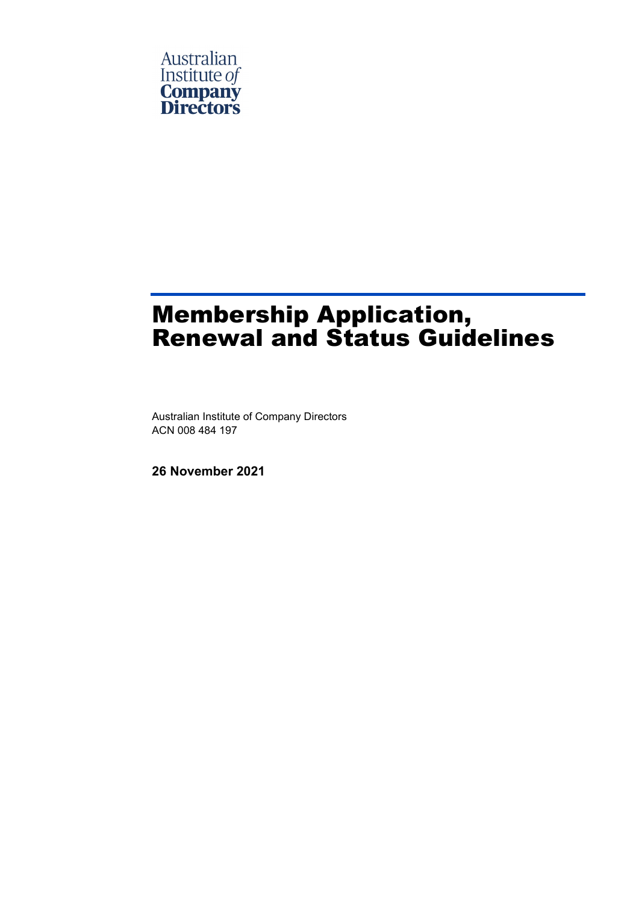Australian Institute *of* **Company Directors**

# Membership Application, Renewal and Status Guidelines

Australian Institute of Company Directors
ACN 008 484 197

**26 November 2021**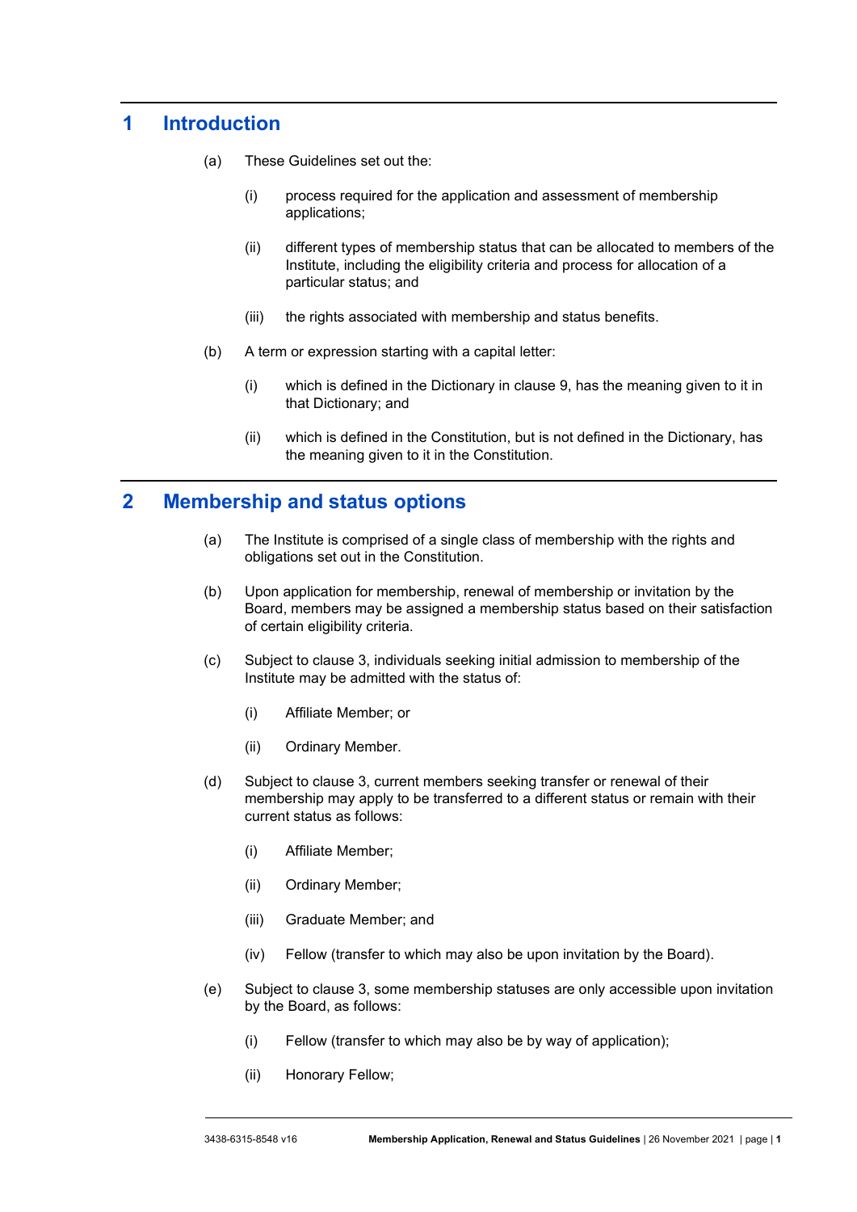# 1 Introduction

(a) These Guidelines set out the:

(i) process required for the application and assessment of membership applications;

(ii) different types of membership status that can be allocated to members of the Institute, including the eligibility criteria and process for allocation of a particular status; and

(iii) the rights associated with membership and status benefits.

(b) A term or expression starting with a capital letter:

(i) which is defined in the Dictionary in clause 9, has the meaning given to it in that Dictionary; and

(ii) which is defined in the Constitution, but is not defined in the Dictionary, has the meaning given to it in the Constitution.

# 2 Membership and status options

(a) The Institute is comprised of a single class of membership with the rights and obligations set out in the Constitution.

(b) Upon application for membership, renewal of membership or invitation by the Board, members may be assigned a membership status based on their satisfaction of certain eligibility criteria.

(c) Subject to clause 3, individuals seeking initial admission to membership of the Institute may be admitted with the status of:

(i) Affiliate Member; or

(ii) Ordinary Member.

(d) Subject to clause 3, current members seeking transfer or renewal of their membership may apply to be transferred to a different status or remain with their current status as follows:

(i) Affiliate Member;

(ii) Ordinary Member;

(iii) Graduate Member; and

(iv) Fellow (transfer to which may also be upon invitation by the Board).

(e) Subject to clause 3, some membership statuses are only accessible upon invitation by the Board, as follows:

(i) Fellow (transfer to which may also be by way of application);

(ii) Honorary Fellow;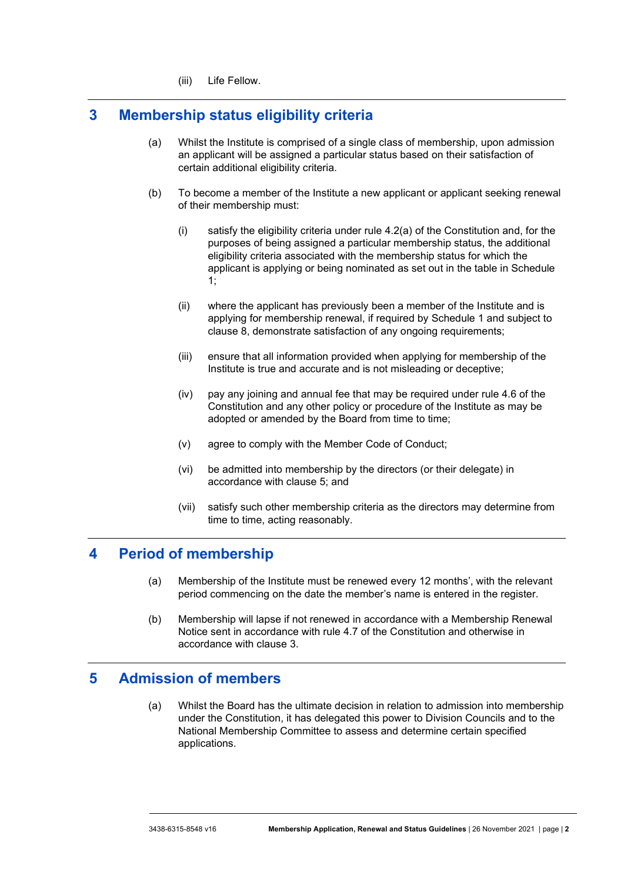(iii) Life Fellow.

## 3 Membership status eligibility criteria

(a) Whilst the Institute is comprised of a single class of membership, upon admission an applicant will be assigned a particular status based on their satisfaction of certain additional eligibility criteria.

(b) To become a member of the Institute a new applicant or applicant seeking renewal of their membership must:

(i) satisfy the eligibility criteria under rule 4.2(a) of the Constitution and, for the purposes of being assigned a particular membership status, the additional eligibility criteria associated with the membership status for which the applicant is applying or being nominated as set out in the table in Schedule 1;

(ii) where the applicant has previously been a member of the Institute and is applying for membership renewal, if required by Schedule 1 and subject to clause 8, demonstrate satisfaction of any ongoing requirements;

(iii) ensure that all information provided when applying for membership of the Institute is true and accurate and is not misleading or deceptive;

(iv) pay any joining and annual fee that may be required under rule 4.6 of the Constitution and any other policy or procedure of the Institute as may be adopted or amended by the Board from time to time;

(v) agree to comply with the Member Code of Conduct;

(vi) be admitted into membership by the directors (or their delegate) in accordance with clause 5; and

(vii) satisfy such other membership criteria as the directors may determine from time to time, acting reasonably.

## 4 Period of membership

(a) Membership of the Institute must be renewed every 12 months', with the relevant period commencing on the date the member's name is entered in the register.

(b) Membership will lapse if not renewed in accordance with a Membership Renewal Notice sent in accordance with rule 4.7 of the Constitution and otherwise in accordance with clause 3.

## 5 Admission of members

(a) Whilst the Board has the ultimate decision in relation to admission into membership under the Constitution, it has delegated this power to Division Councils and to the National Membership Committee to assess and determine certain specified applications.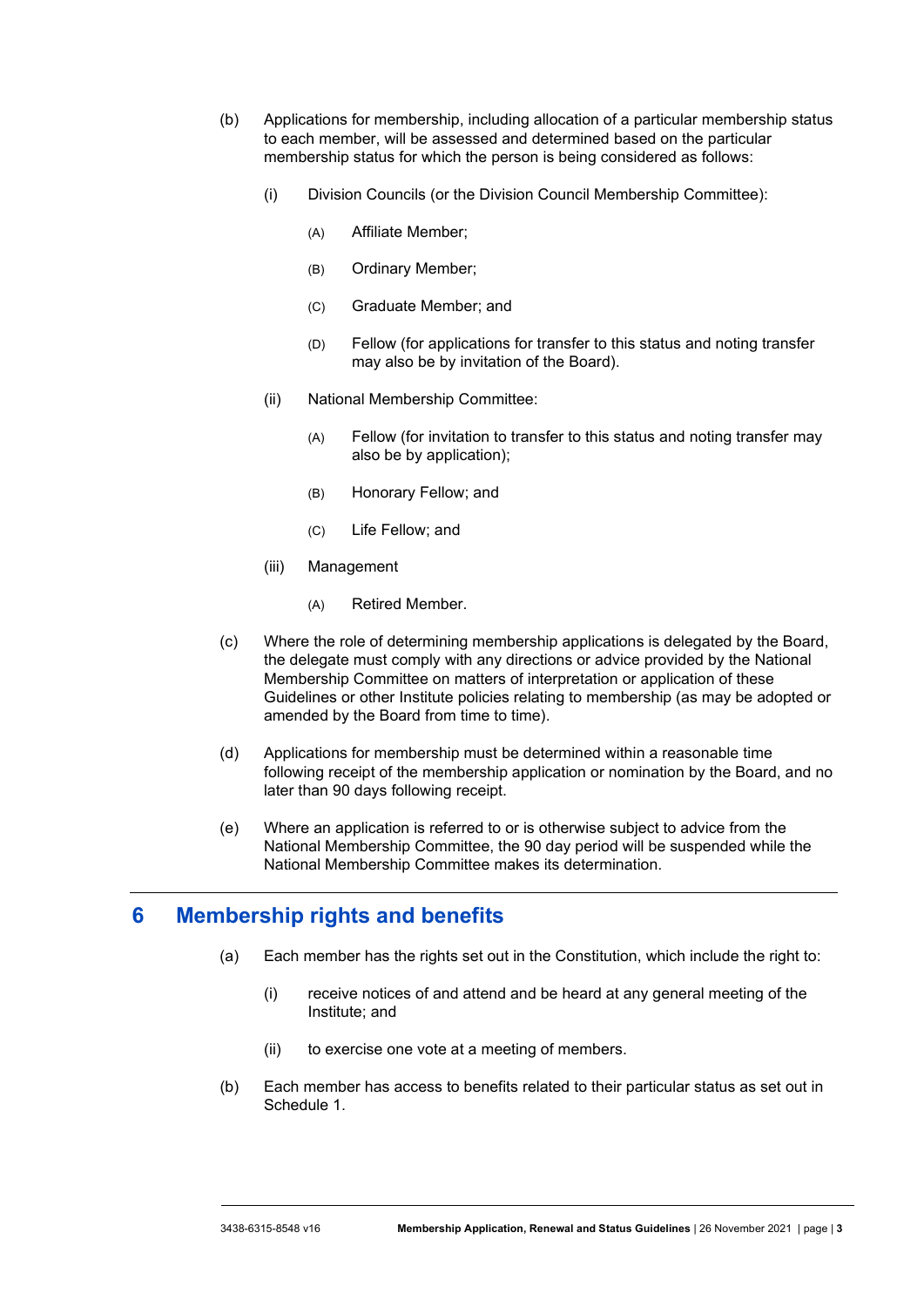(b) Applications for membership, including allocation of a particular membership status to each member, will be assessed and determined based on the particular membership status for which the person is being considered as follows:

   (i) Division Councils (or the Division Council Membership Committee):

      (A) Affiliate Member;

      (B) Ordinary Member;

      (C) Graduate Member; and

      (D) Fellow (for applications for transfer to this status and noting transfer may also be by invitation of the Board).

   (ii) National Membership Committee:

      (A) Fellow (for invitation to transfer to this status and noting transfer may also be by application);

      (B) Honorary Fellow; and

      (C) Life Fellow; and

   (iii) Management

      (A) Retired Member.

(c) Where the role of determining membership applications is delegated by the Board, the delegate must comply with any directions or advice provided by the National Membership Committee on matters of interpretation or application of these Guidelines or other Institute policies relating to membership (as may be adopted or amended by the Board from time to time).

(d) Applications for membership must be determined within a reasonable time following receipt of the membership application or nomination by the Board, and no later than 90 days following receipt.

(e) Where an application is referred to or is otherwise subject to advice from the National Membership Committee, the 90 day period will be suspended while the National Membership Committee makes its determination.

# 6 Membership rights and benefits

(a) Each member has the rights set out in the Constitution, which include the right to:

   (i) receive notices of and attend and be heard at any general meeting of the Institute; and

   (ii) to exercise one vote at a meeting of members.

(b) Each member has access to benefits related to their particular status as set out in Schedule 1.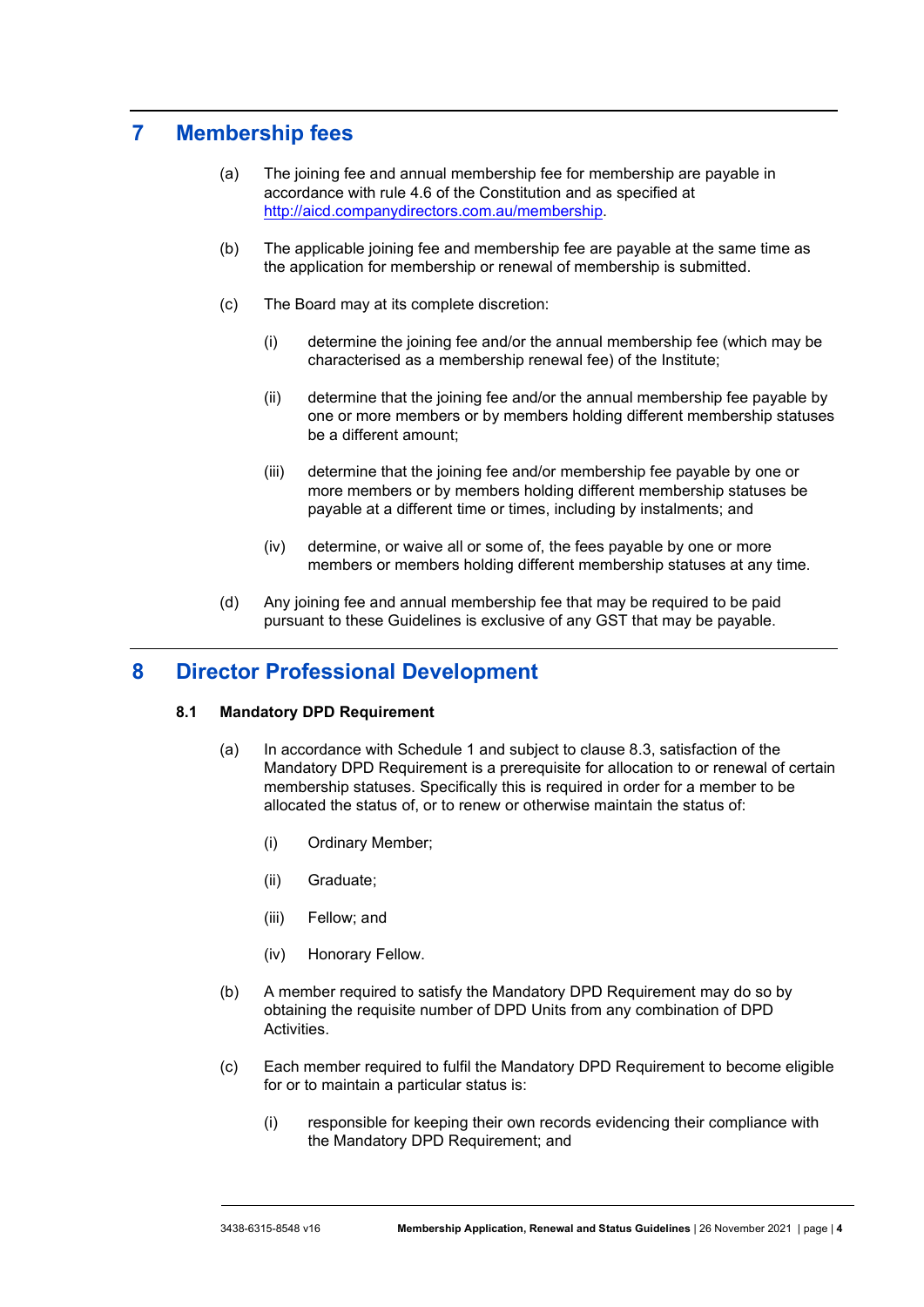# 7 Membership fees

(a) The joining fee and annual membership fee for membership are payable in accordance with rule 4.6 of the Constitution and as specified at http://aicd.companydirectors.com.au/membership.

(b) The applicable joining fee and membership fee are payable at the same time as the application for membership or renewal of membership is submitted.

(c) The Board may at its complete discretion:

(i) determine the joining fee and/or the annual membership fee (which may be characterised as a membership renewal fee) of the Institute;

(ii) determine that the joining fee and/or the annual membership fee payable by one or more members or by members holding different membership statuses be a different amount;

(iii) determine that the joining fee and/or membership fee payable by one or more members or by members holding different membership statuses be payable at a different time or times, including by instalments; and

(iv) determine, or waive all or some of, the fees payable by one or more members or members holding different membership statuses at any time.

(d) Any joining fee and annual membership fee that may be required to be paid pursuant to these Guidelines is exclusive of any GST that may be payable.

# 8 Director Professional Development

## 8.1 Mandatory DPD Requirement

(a) In accordance with Schedule 1 and subject to clause 8.3, satisfaction of the Mandatory DPD Requirement is a prerequisite for allocation to or renewal of certain membership statuses. Specifically this is required in order for a member to be allocated the status of, or to renew or otherwise maintain the status of:

(i) Ordinary Member;

(ii) Graduate;

(iii) Fellow; and

(iv) Honorary Fellow.

(b) A member required to satisfy the Mandatory DPD Requirement may do so by obtaining the requisite number of DPD Units from any combination of DPD Activities.

(c) Each member required to fulfil the Mandatory DPD Requirement to become eligible for or to maintain a particular status is:

(i) responsible for keeping their own records evidencing their compliance with the Mandatory DPD Requirement; and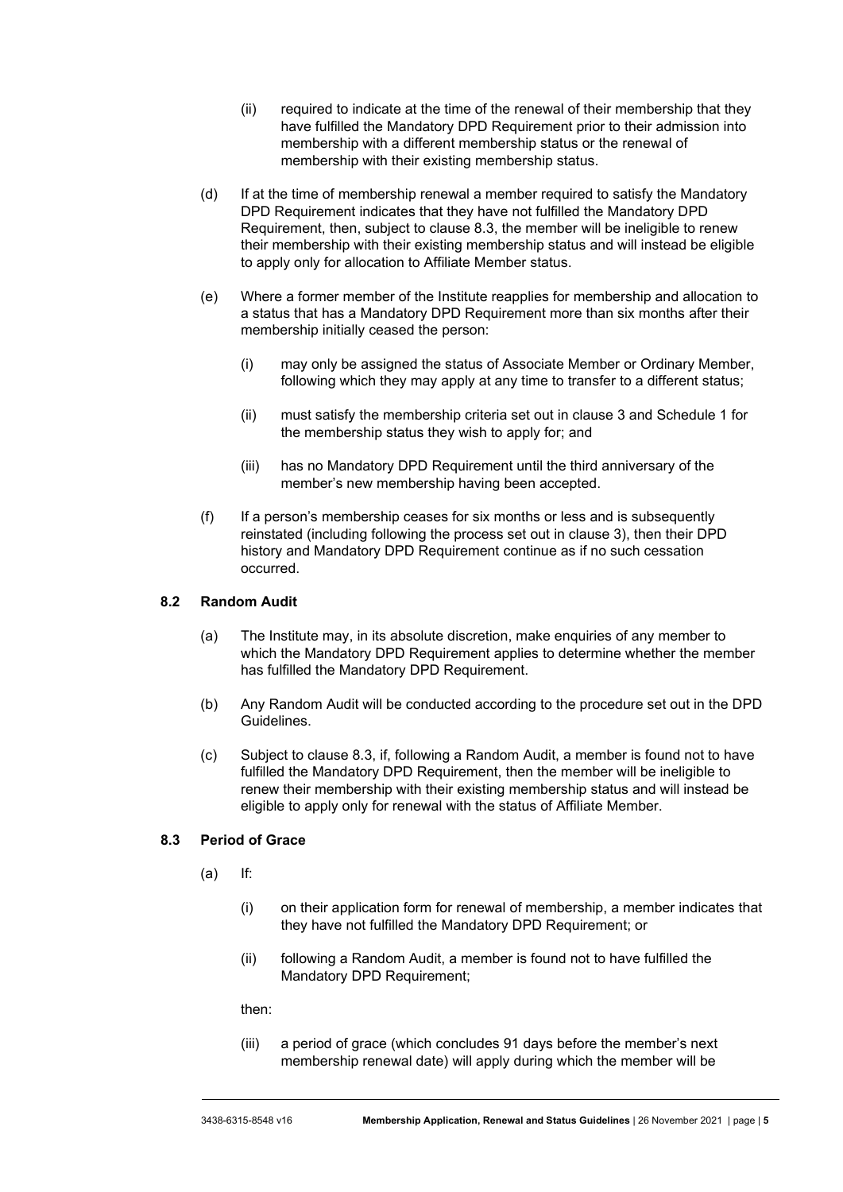(ii) required to indicate at the time of the renewal of their membership that they have fulfilled the Mandatory DPD Requirement prior to their admission into membership with a different membership status or the renewal of membership with their existing membership status.

(d) If at the time of membership renewal a member required to satisfy the Mandatory DPD Requirement indicates that they have not fulfilled the Mandatory DPD Requirement, then, subject to clause 8.3, the member will be ineligible to renew their membership with their existing membership status and will instead be eligible to apply only for allocation to Affiliate Member status.

(e) Where a former member of the Institute reapplies for membership and allocation to a status that has a Mandatory DPD Requirement more than six months after their membership initially ceased the person:

(i) may only be assigned the status of Associate Member or Ordinary Member, following which they may apply at any time to transfer to a different status;

(ii) must satisfy the membership criteria set out in clause 3 and Schedule 1 for the membership status they wish to apply for; and

(iii) has no Mandatory DPD Requirement until the third anniversary of the member's new membership having been accepted.

(f) If a person's membership ceases for six months or less and is subsequently reinstated (including following the process set out in clause 3), then their DPD history and Mandatory DPD Requirement continue as if no such cessation occurred.

### 8.2 Random Audit

(a) The Institute may, in its absolute discretion, make enquiries of any member to which the Mandatory DPD Requirement applies to determine whether the member has fulfilled the Mandatory DPD Requirement.

(b) Any Random Audit will be conducted according to the procedure set out in the DPD Guidelines.

(c) Subject to clause 8.3, if, following a Random Audit, a member is found not to have fulfilled the Mandatory DPD Requirement, then the member will be ineligible to renew their membership with their existing membership status and will instead be eligible to apply only for renewal with the status of Affiliate Member.

### 8.3 Period of Grace

(a) If:

(i) on their application form for renewal of membership, a member indicates that they have not fulfilled the Mandatory DPD Requirement; or

(ii) following a Random Audit, a member is found not to have fulfilled the Mandatory DPD Requirement;

then:

(iii) a period of grace (which concludes 91 days before the member's next membership renewal date) will apply during which the member will be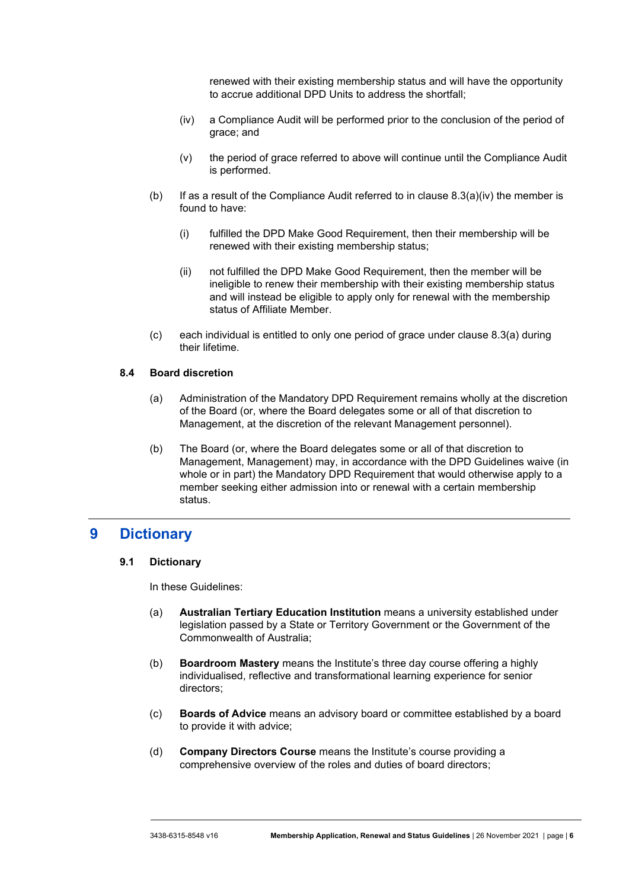renewed with their existing membership status and will have the opportunity to accrue additional DPD Units to address the shortfall;

(iv) a Compliance Audit will be performed prior to the conclusion of the period of grace; and

(v) the period of grace referred to above will continue until the Compliance Audit is performed.

(b) If as a result of the Compliance Audit referred to in clause 8.3(a)(iv) the member is found to have:

(i) fulfilled the DPD Make Good Requirement, then their membership will be renewed with their existing membership status;

(ii) not fulfilled the DPD Make Good Requirement, then the member will be ineligible to renew their membership with their existing membership status and will instead be eligible to apply only for renewal with the membership status of Affiliate Member.

(c) each individual is entitled to only one period of grace under clause 8.3(a) during their lifetime.

### 8.4 Board discretion

(a) Administration of the Mandatory DPD Requirement remains wholly at the discretion of the Board (or, where the Board delegates some or all of that discretion to Management, at the discretion of the relevant Management personnel).

(b) The Board (or, where the Board delegates some or all of that discretion to Management, Management) may, in accordance with the DPD Guidelines waive (in whole or in part) the Mandatory DPD Requirement that would otherwise apply to a member seeking either admission into or renewal with a certain membership status.

## 9 Dictionary

### 9.1 Dictionary

In these Guidelines:

(a) **Australian Tertiary Education Institution** means a university established under legislation passed by a State or Territory Government or the Government of the Commonwealth of Australia;

(b) **Boardroom Mastery** means the Institute's three day course offering a highly individualised, reflective and transformational learning experience for senior directors;

(c) **Boards of Advice** means an advisory board or committee established by a board to provide it with advice;

(d) **Company Directors Course** means the Institute's course providing a comprehensive overview of the roles and duties of board directors;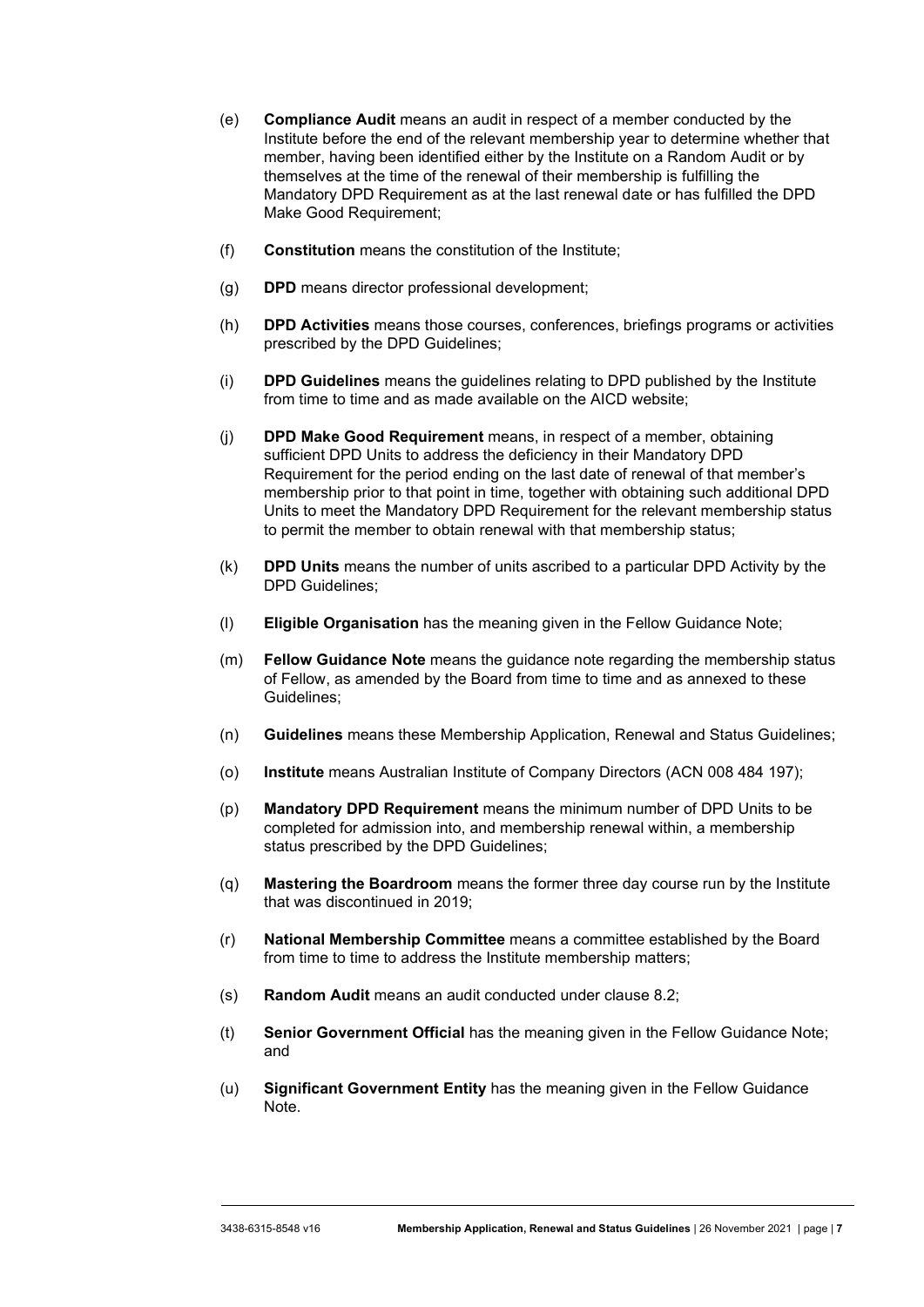(e) **Compliance Audit** means an audit in respect of a member conducted by the Institute before the end of the relevant membership year to determine whether that member, having been identified either by the Institute on a Random Audit or by themselves at the time of the renewal of their membership is fulfilling the Mandatory DPD Requirement as at the last renewal date or has fulfilled the DPD Make Good Requirement;

(f) **Constitution** means the constitution of the Institute;

(g) **DPD** means director professional development;

(h) **DPD Activities** means those courses, conferences, briefings programs or activities prescribed by the DPD Guidelines;

(i) **DPD Guidelines** means the guidelines relating to DPD published by the Institute from time to time and as made available on the AICD website;

(j) **DPD Make Good Requirement** means, in respect of a member, obtaining sufficient DPD Units to address the deficiency in their Mandatory DPD Requirement for the period ending on the last date of renewal of that member's membership prior to that point in time, together with obtaining such additional DPD Units to meet the Mandatory DPD Requirement for the relevant membership status to permit the member to obtain renewal with that membership status;

(k) **DPD Units** means the number of units ascribed to a particular DPD Activity by the DPD Guidelines;

(l) **Eligible Organisation** has the meaning given in the Fellow Guidance Note;

(m) **Fellow Guidance Note** means the guidance note regarding the membership status of Fellow, as amended by the Board from time to time and as annexed to these Guidelines;

(n) **Guidelines** means these Membership Application, Renewal and Status Guidelines;

(o) **Institute** means Australian Institute of Company Directors (ACN 008 484 197);

(p) **Mandatory DPD Requirement** means the minimum number of DPD Units to be completed for admission into, and membership renewal within, a membership status prescribed by the DPD Guidelines;

(q) **Mastering the Boardroom** means the former three day course run by the Institute that was discontinued in 2019;

(r) **National Membership Committee** means a committee established by the Board from time to time to address the Institute membership matters;

(s) **Random Audit** means an audit conducted under clause 8.2;

(t) **Senior Government Official** has the meaning given in the Fellow Guidance Note; and

(u) **Significant Government Entity** has the meaning given in the Fellow Guidance Note.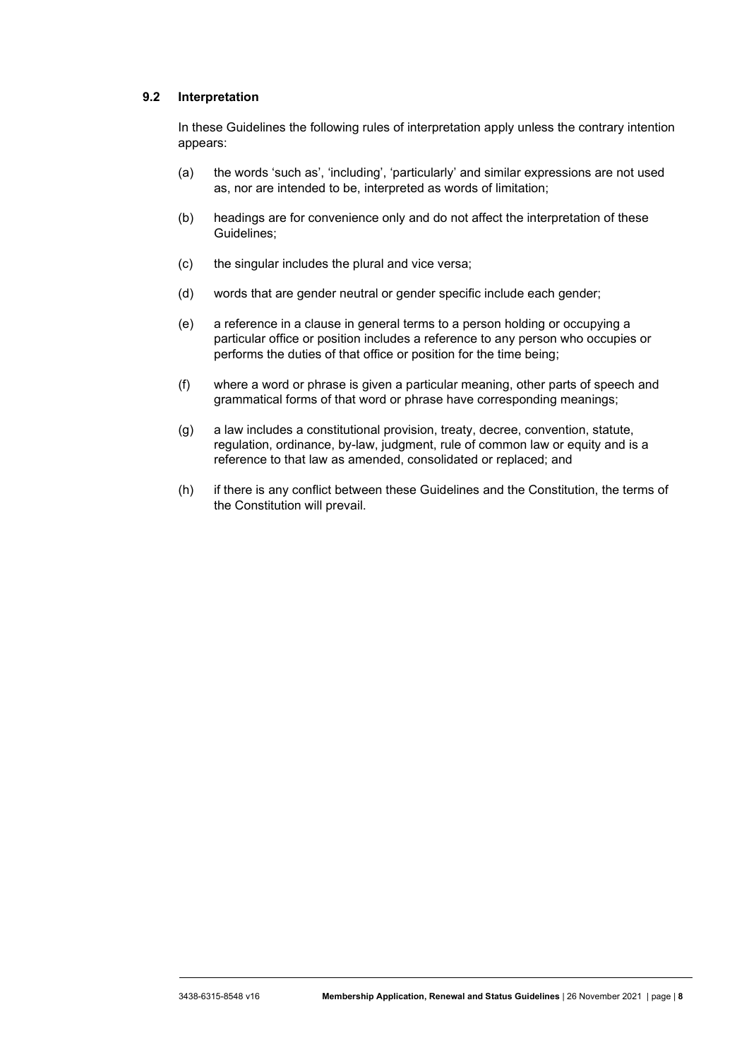### 9.2 Interpretation

In these Guidelines the following rules of interpretation apply unless the contrary intention appears:

(a) the words 'such as', 'including', 'particularly' and similar expressions are not used as, nor are intended to be, interpreted as words of limitation;

(b) headings are for convenience only and do not affect the interpretation of these Guidelines;

(c) the singular includes the plural and vice versa;

(d) words that are gender neutral or gender specific include each gender;

(e) a reference in a clause in general terms to a person holding or occupying a particular office or position includes a reference to any person who occupies or performs the duties of that office or position for the time being;

(f) where a word or phrase is given a particular meaning, other parts of speech and grammatical forms of that word or phrase have corresponding meanings;

(g) a law includes a constitutional provision, treaty, decree, convention, statute, regulation, ordinance, by-law, judgment, rule of common law or equity and is a reference to that law as amended, consolidated or replaced; and

(h) if there is any conflict between these Guidelines and the Constitution, the terms of the Constitution will prevail.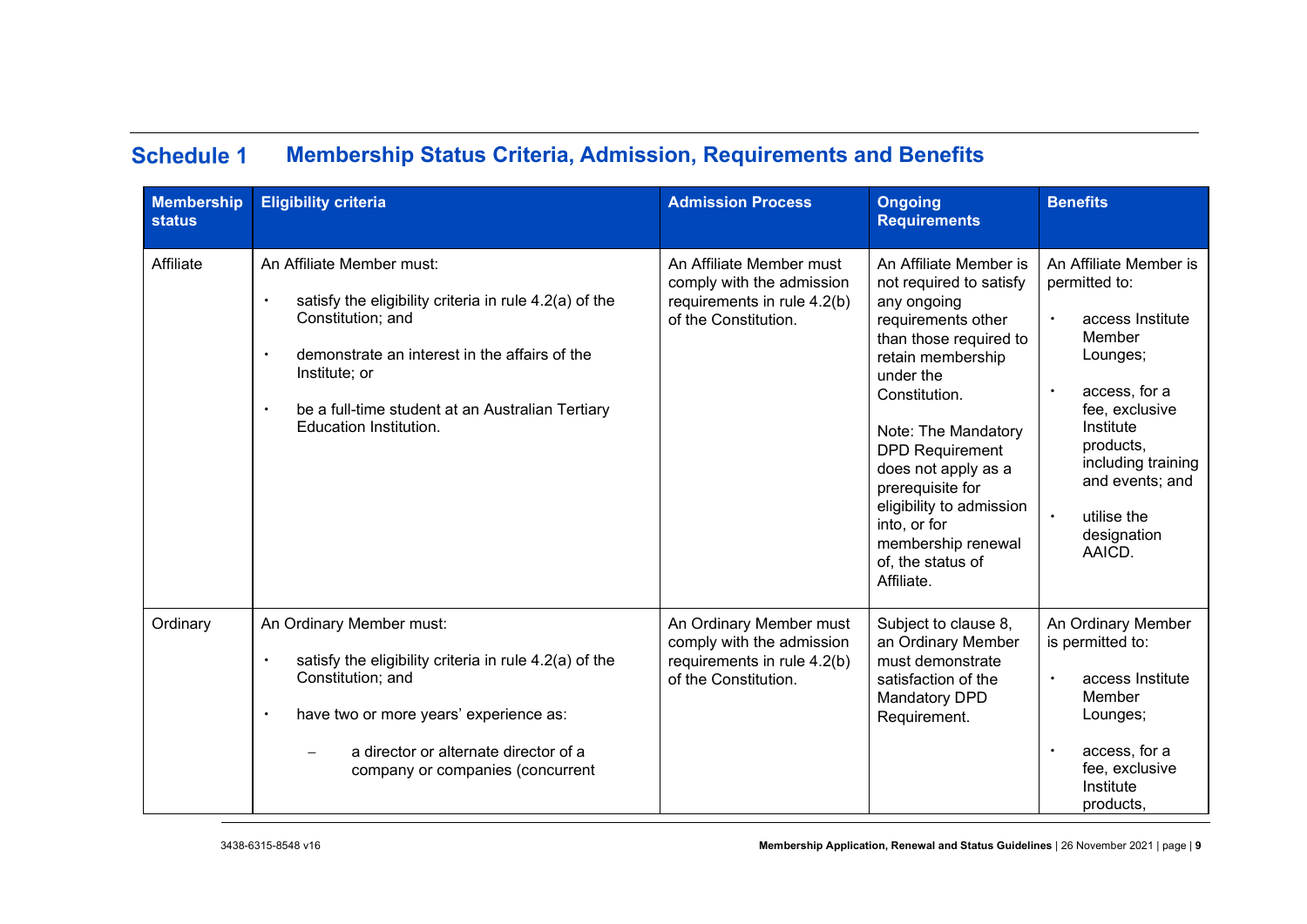## Schedule 1 Membership Status Criteria, Admission, Requirements and Benefits

| Membership status | Eligibility criteria | Admission Process | Ongoing Requirements | Benefits |
|---|---|---|---|---|
| Affiliate | An Affiliate Member must:<br>• satisfy the eligibility criteria in rule 4.2(a) of the Constitution; and<br>• demonstrate an interest in the affairs of the Institute; or<br>• be a full-time student at an Australian Tertiary Education Institution. | An Affiliate Member must comply with the admission requirements in rule 4.2(b) of the Constitution. | An Affiliate Member is not required to satisfy any ongoing requirements other than those required to retain membership under the Constitution.<br><br>Note: The Mandatory DPD Requirement does not apply as a prerequisite for eligibility to admission into, or for membership renewal of, the status of Affiliate. | An Affiliate Member is permitted to:<br>• access Institute Member Lounges;<br>• access, for a fee, exclusive Institute products, including training and events; and<br>• utilise the designation AAICD. |
| Ordinary | An Ordinary Member must:<br>• satisfy the eligibility criteria in rule 4.2(a) of the Constitution; and<br>• have two or more years' experience as:<br>– a director or alternate director of a company or companies (concurrent | An Ordinary Member must comply with the admission requirements in rule 4.2(b) of the Constitution. | Subject to clause 8, an Ordinary Member must demonstrate satisfaction of the Mandatory DPD Requirement. | An Ordinary Member is permitted to:<br>• access Institute Member Lounges;<br>• access, for a fee, exclusive Institute products, |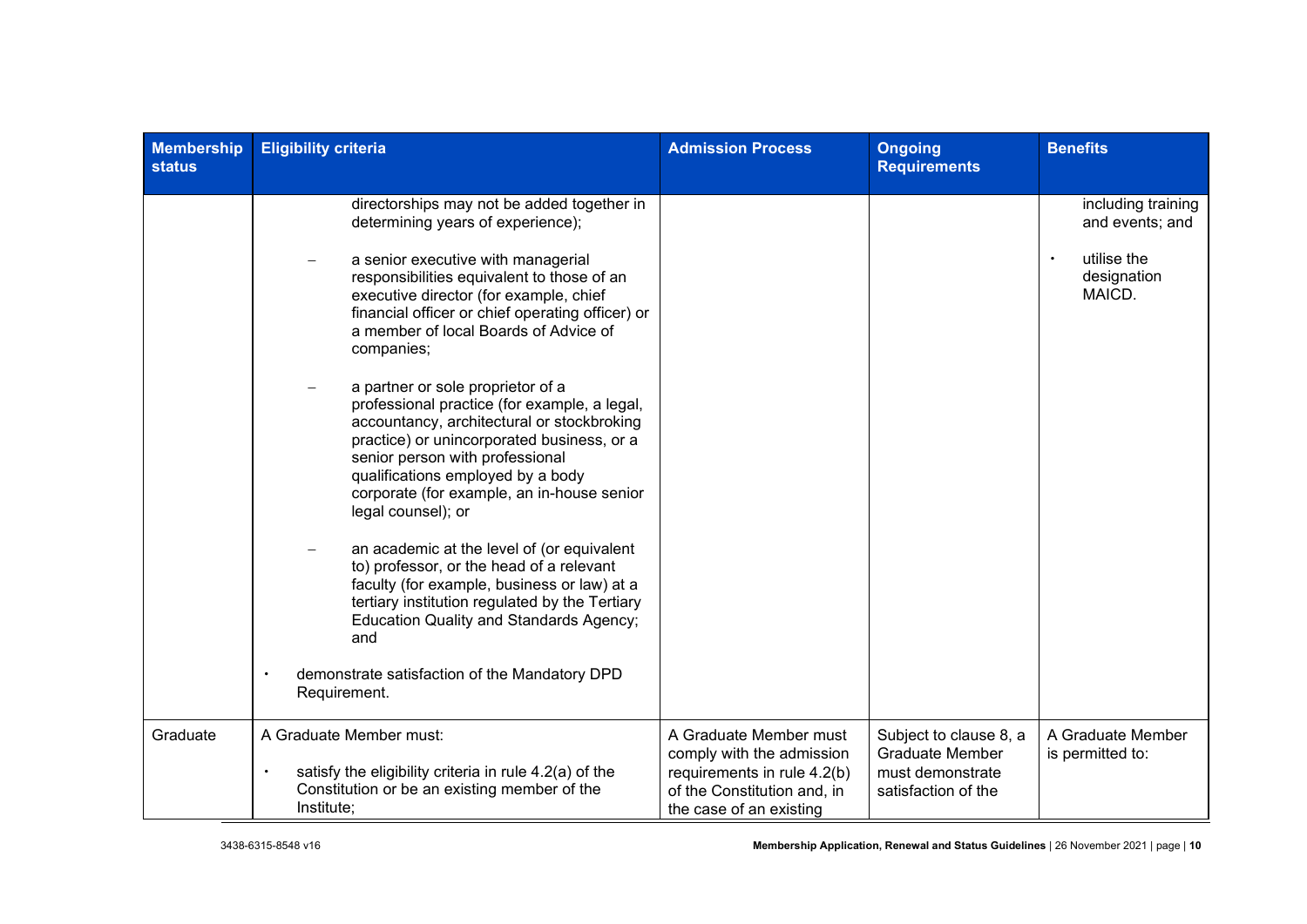| Membership status | Eligibility criteria | Admission Process | Ongoing Requirements | Benefits |
|---|---|---|---|---|
| | directorships may not be added together in determining years of experience);<br><br>– a senior executive with managerial responsibilities equivalent to those of an executive director (for example, chief financial officer or chief operating officer) or a member of local Boards of Advice of companies;<br><br>– a partner or sole proprietor of a professional practice (for example, a legal, accountancy, architectural or stockbroking practice) or unincorporated business, or a senior person with professional qualifications employed by a body corporate (for example, an in-house senior legal counsel); or<br><br>– an academic at the level of (or equivalent to) professor, or the head of a relevant faculty (for example, business or law) at a tertiary institution regulated by the Tertiary Education Quality and Standards Agency; and<br><br>• demonstrate satisfaction of the Mandatory DPD Requirement. | | | including training and events; and<br><br>• utilise the designation MAICD. |
| Graduate | A Graduate Member must:<br><br>• satisfy the eligibility criteria in rule 4.2(a) of the Constitution or be an existing member of the Institute; | A Graduate Member must comply with the admission requirements in rule 4.2(b) of the Constitution and, in the case of an existing | Subject to clause 8, a Graduate Member must demonstrate satisfaction of the | A Graduate Member is permitted to: |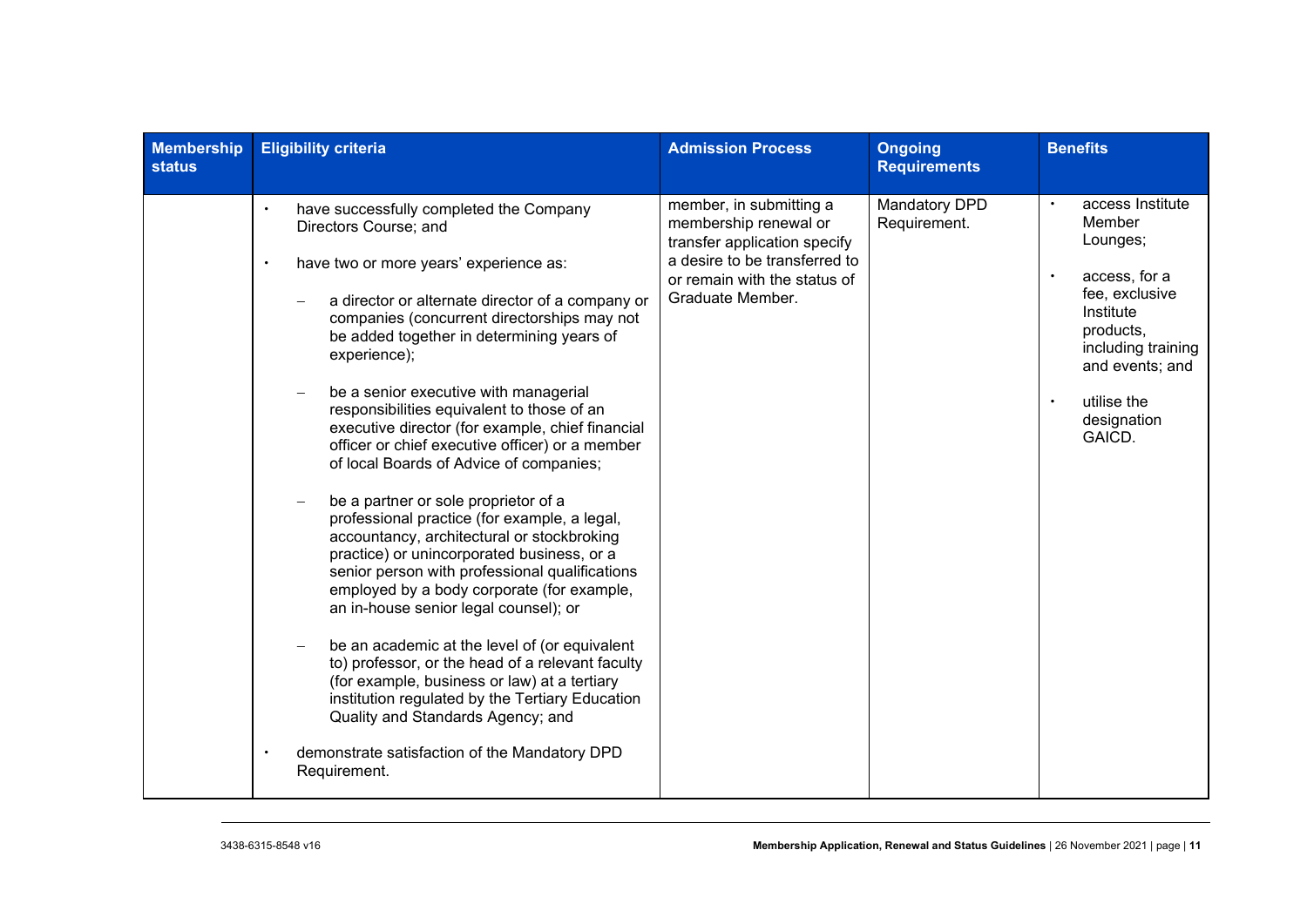| Membership status | Eligibility criteria | Admission Process | Ongoing Requirements | Benefits |
|---|---|---|---|---|
| | • have successfully completed the Company Directors Course; and<br><br>• have two or more years' experience as:<br><br>– a director or alternate director of a company or companies (concurrent directorships may not be added together in determining years of experience);<br><br>– be a senior executive with managerial responsibilities equivalent to those of an executive director (for example, chief financial officer or chief executive officer) or a member of local Boards of Advice of companies;<br><br>– be a partner or sole proprietor of a professional practice (for example, a legal, accountancy, architectural or stockbroking practice) or unincorporated business, or a senior person with professional qualifications employed by a body corporate (for example, an in-house senior legal counsel); or<br><br>– be an academic at the level of (or equivalent to) professor, or the head of a relevant faculty (for example, business or law) at a tertiary institution regulated by the Tertiary Education Quality and Standards Agency; and<br><br>• demonstrate satisfaction of the Mandatory DPD Requirement. | member, in submitting a membership renewal or transfer application specify a desire to be transferred to or remain with the status of Graduate Member. | Mandatory DPD Requirement. | • access Institute Member Lounges;<br><br>• access, for a fee, exclusive Institute products, including training and events; and<br><br>• utilise the designation GAICD. |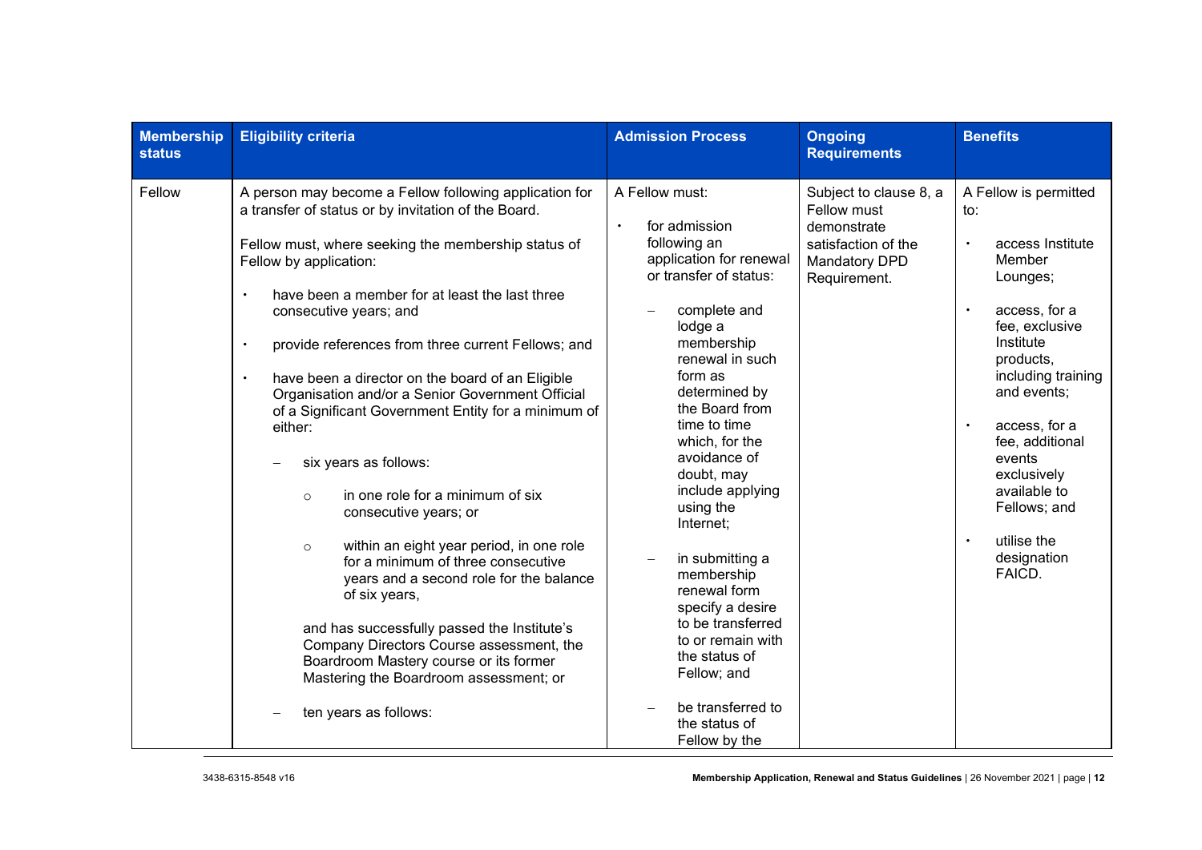| Membership status | Eligibility criteria | Admission Process | Ongoing Requirements | Benefits |
| --- | --- | --- | --- | --- |
| Fellow | A person may become a Fellow following application for a transfer of status or by invitation of the Board.<br><br>Fellow must, where seeking the membership status of Fellow by application:<br><br>• have been a member for at least the last three consecutive years; and<br><br>• provide references from three current Fellows; and<br><br>• have been a director on the board of an Eligible Organisation and/or a Senior Government Official of a Significant Government Entity for a minimum of either:<br><br>– six years as follows:<br><br>○ in one role for a minimum of six consecutive years; or<br><br>○ within an eight year period, in one role for a minimum of three consecutive years and a second role for the balance of six years,<br><br>and has successfully passed the Institute's Company Directors Course assessment, the Boardroom Mastery course or its former Mastering the Boardroom assessment; or<br><br>– ten years as follows: | A Fellow must:<br><br>• for admission following an application for renewal or transfer of status:<br><br>– complete and lodge a membership renewal in such form as determined by the Board from time to time which, for the avoidance of doubt, may include applying using the Internet;<br><br>– in submitting a membership renewal form specify a desire to be transferred to or remain with the status of Fellow; and<br><br>– be transferred to the status of Fellow by the | Subject to clause 8, a Fellow must demonstrate satisfaction of the Mandatory DPD Requirement. | A Fellow is permitted to:<br><br>• access Institute Member Lounges;<br><br>• access, for a fee, exclusive Institute products, including training and events;<br><br>• access, for a fee, additional events exclusively available to Fellows; and<br><br>• utilise the designation FAICD. |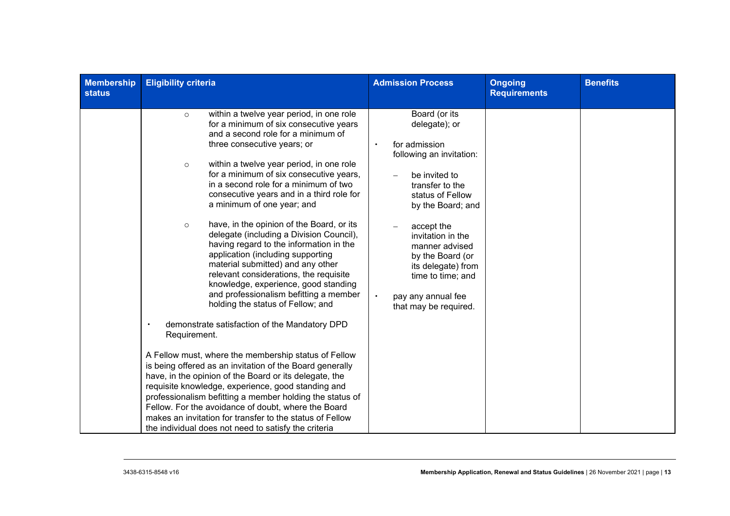| Membership status | Eligibility criteria | Admission Process | Ongoing Requirements | Benefits |
|---|---|---|---|---|
| | ○ within a twelve year period, in one role for a minimum of six consecutive years and a second role for a minimum of three consecutive years; or<br><br>○ within a twelve year period, in one role for a minimum of six consecutive years, in a second role for a minimum of two consecutive years and in a third role for a minimum of one year; and<br><br>○ have, in the opinion of the Board, or its delegate (including a Division Council), having regard to the information in the application (including supporting material submitted) and any other relevant considerations, the requisite knowledge, experience, good standing and professionalism befitting a member holding the status of Fellow; and<br><br>• demonstrate satisfaction of the Mandatory DPD Requirement.<br><br>A Fellow must, where the membership status of Fellow is being offered as an invitation of the Board generally have, in the opinion of the Board or its delegate, the requisite knowledge, experience, good standing and professionalism befitting a member holding the status of Fellow. For the avoidance of doubt, where the Board makes an invitation for transfer to the status of Fellow the individual does not need to satisfy the criteria | Board (or its delegate); or<br><br>• for admission following an invitation:<br><br>– be invited to transfer to the status of Fellow by the Board; and<br><br>– accept the invitation in the manner advised by the Board (or its delegate) from time to time; and<br><br>• pay any annual fee that may be required. | | |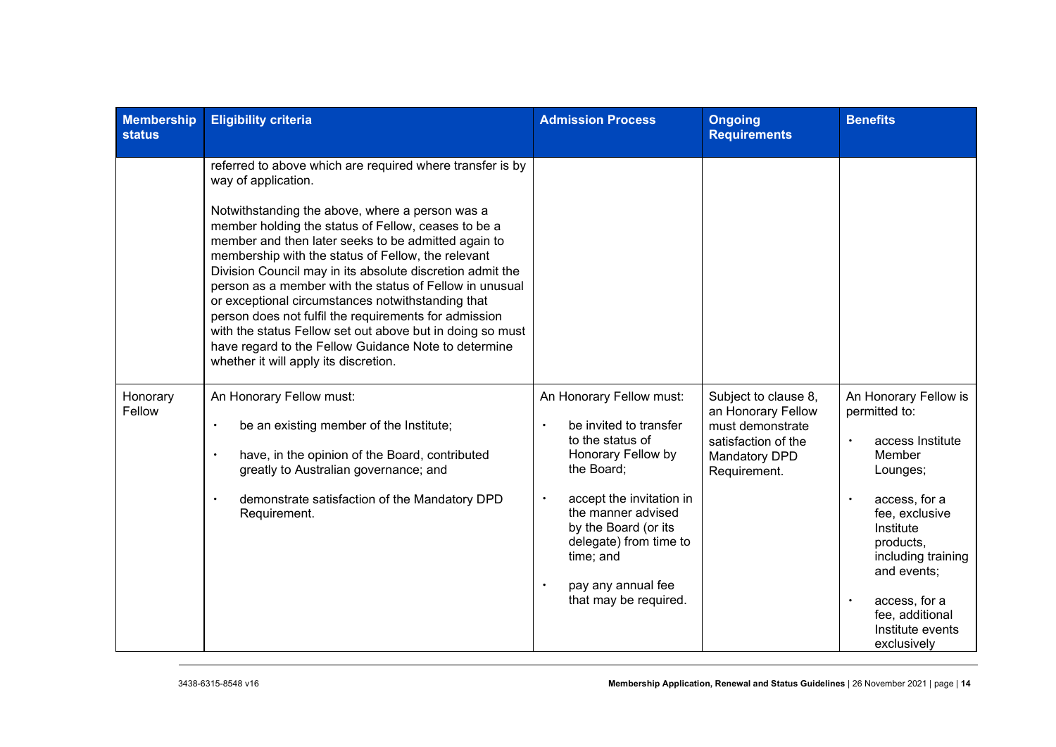| Membership status | Eligibility criteria | Admission Process | Ongoing Requirements | Benefits |
|---|---|---|---|---|
| | referred to above which are required where transfer is by way of application.<br><br>Notwithstanding the above, where a person was a member holding the status of Fellow, ceases to be a member and then later seeks to be admitted again to membership with the status of Fellow, the relevant Division Council may in its absolute discretion admit the person as a member with the status of Fellow in unusual or exceptional circumstances notwithstanding that person does not fulfil the requirements for admission with the status Fellow set out above but in doing so must have regard to the Fellow Guidance Note to determine whether it will apply its discretion. | | | |
| Honorary Fellow | An Honorary Fellow must:<br><br>• be an existing member of the Institute;<br><br>• have, in the opinion of the Board, contributed greatly to Australian governance; and<br><br>• demonstrate satisfaction of the Mandatory DPD Requirement. | An Honorary Fellow must:<br><br>• be invited to transfer to the status of Honorary Fellow by the Board;<br><br>• accept the invitation in the manner advised by the Board (or its delegate) from time to time; and<br><br>• pay any annual fee that may be required. | Subject to clause 8, an Honorary Fellow must demonstrate satisfaction of the Mandatory DPD Requirement. | An Honorary Fellow is permitted to:<br><br>• access Institute Member Lounges;<br><br>• access, for a fee, exclusive Institute products, including training and events;<br><br>• access, for a fee, additional Institute events exclusively |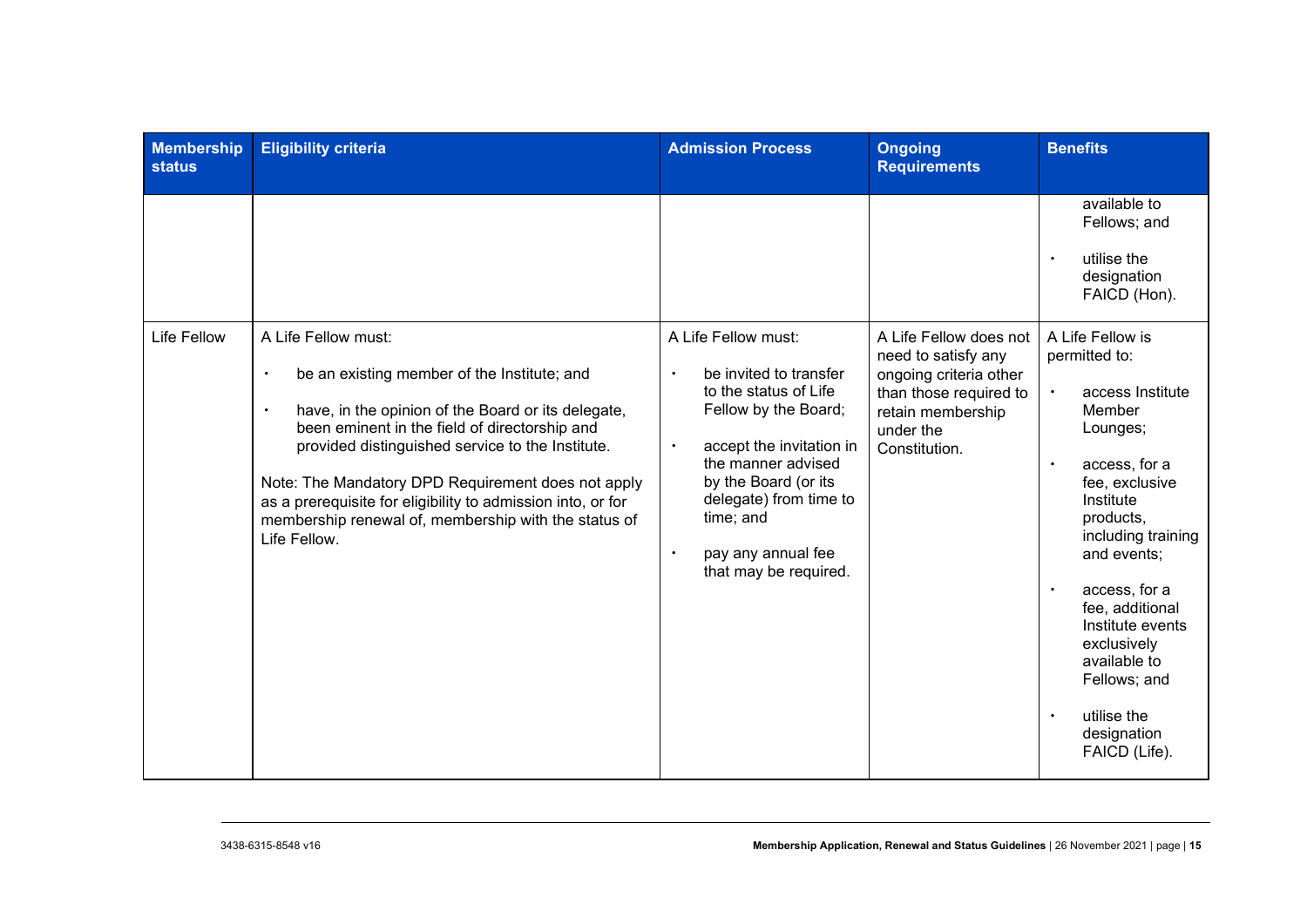| Membership status | Eligibility criteria | Admission Process | Ongoing Requirements | Benefits |
|---|---|---|---|---|
| | | | | available to Fellows; and<br>• utilise the designation FAICD (Hon). |
| Life Fellow | A Life Fellow must:<br>• be an existing member of the Institute; and<br>• have, in the opinion of the Board or its delegate, been eminent in the field of directorship and provided distinguished service to the Institute.<br>Note: The Mandatory DPD Requirement does not apply as a prerequisite for eligibility to admission into, or for membership renewal of, membership with the status of Life Fellow. | A Life Fellow must:<br>• be invited to transfer to the status of Life Fellow by the Board;<br>• accept the invitation in the manner advised by the Board (or its delegate) from time to time; and<br>• pay any annual fee that may be required. | A Life Fellow does not need to satisfy any ongoing criteria other than those required to retain membership under the Constitution. | A Life Fellow is permitted to:<br>• access Institute Member Lounges;<br>• access, for a fee, exclusive Institute products, including training and events;<br>• access, for a fee, additional Institute events exclusively available to Fellows; and<br>• utilise the designation FAICD (Life). |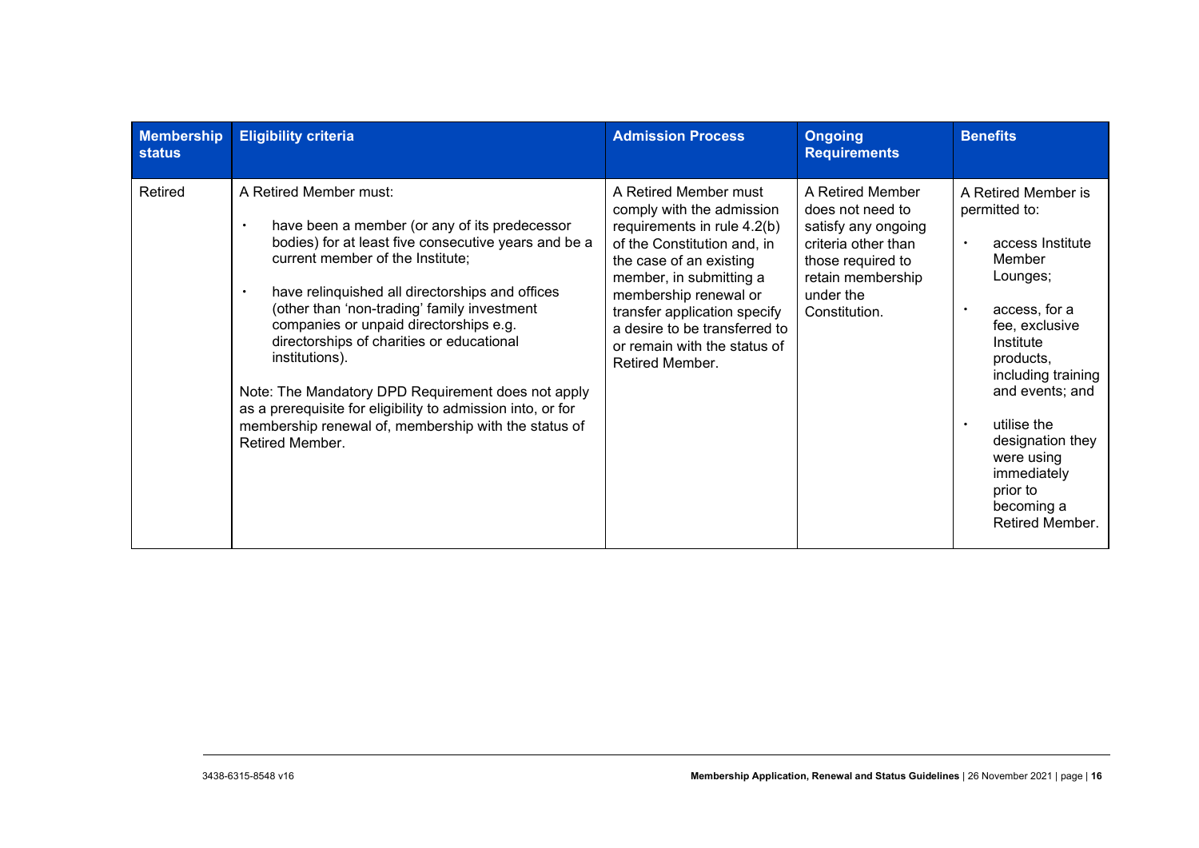| Membership status | Eligibility criteria | Admission Process | Ongoing Requirements | Benefits |
|---|---|---|---|---|
| Retired | A Retired Member must:<br><br>• have been a member (or any of its predecessor bodies) for at least five consecutive years and be a current member of the Institute;<br><br>• have relinquished all directorships and offices (other than 'non-trading' family investment companies or unpaid directorships e.g. directorships of charities or educational institutions).<br><br>Note: The Mandatory DPD Requirement does not apply as a prerequisite for eligibility to admission into, or for membership renewal of, membership with the status of Retired Member. | A Retired Member must comply with the admission requirements in rule 4.2(b) of the Constitution and, in the case of an existing member, in submitting a membership renewal or transfer application specify a desire to be transferred to or remain with the status of Retired Member. | A Retired Member does not need to satisfy any ongoing criteria other than those required to retain membership under the Constitution. | A Retired Member is permitted to:<br><br>• access Institute Member Lounges;<br><br>• access, for a fee, exclusive Institute products, including training and events; and<br><br>• utilise the designation they were using immediately prior to becoming a Retired Member. |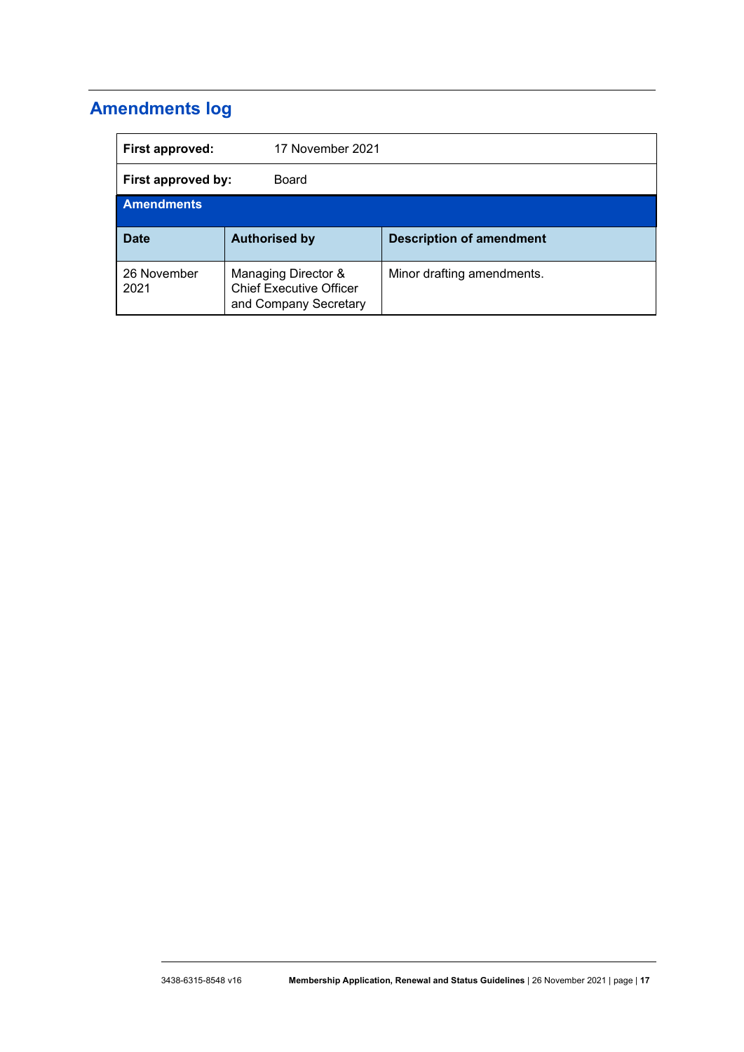## Amendments log

| **First approved:** | 17 November 2021 | |
| --- | --- | --- |
| **First approved by:** | Board | |
| **Amendments** | | |
| **Date** | **Authorised by** | **Description of amendment** |
| 26 November 2021 | Managing Director & Chief Executive Officer and Company Secretary | Minor drafting amendments. |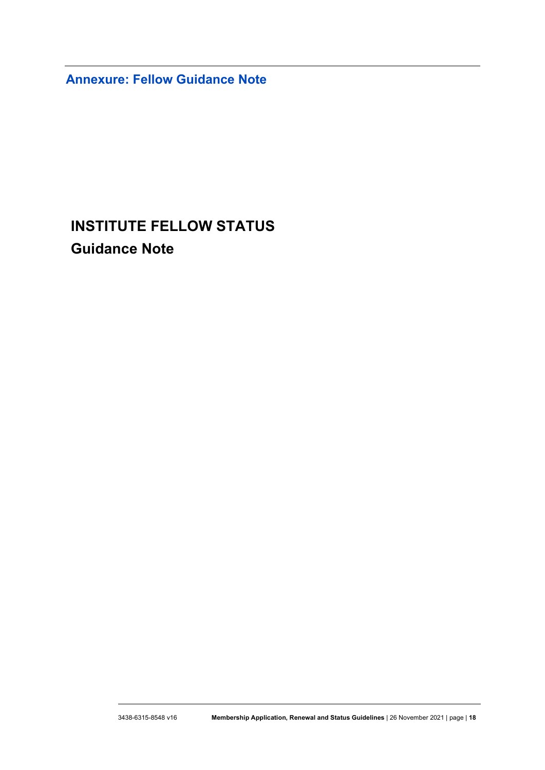## Annexure: Fellow Guidance Note

# INSTITUTE FELLOW STATUS

## Guidance Note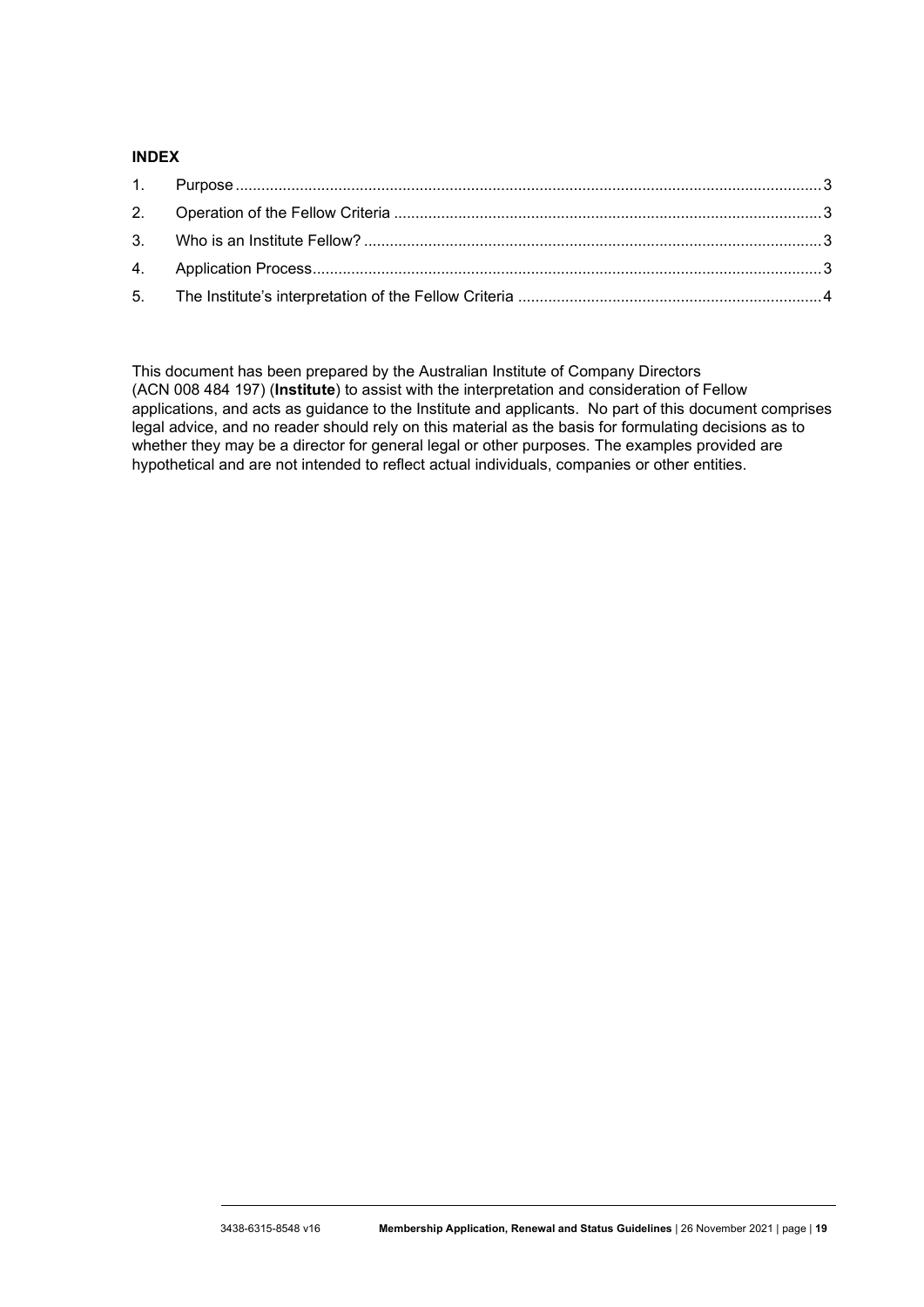**INDEX**

1. Purpose ........................................................................................................................................3
2. Operation of the Fellow Criteria ...................................................................................................3
3. Who is an Institute Fellow? ..........................................................................................................3
4. Application Process......................................................................................................................3
5. The Institute's interpretation of the Fellow Criteria .......................................................................4

This document has been prepared by the Australian Institute of Company Directors (ACN 008 484 197) (**Institute**) to assist with the interpretation and consideration of Fellow applications, and acts as guidance to the Institute and applicants. No part of this document comprises legal advice, and no reader should rely on this material as the basis for formulating decisions as to whether they may be a director for general legal or other purposes. The examples provided are hypothetical and are not intended to reflect actual individuals, companies or other entities.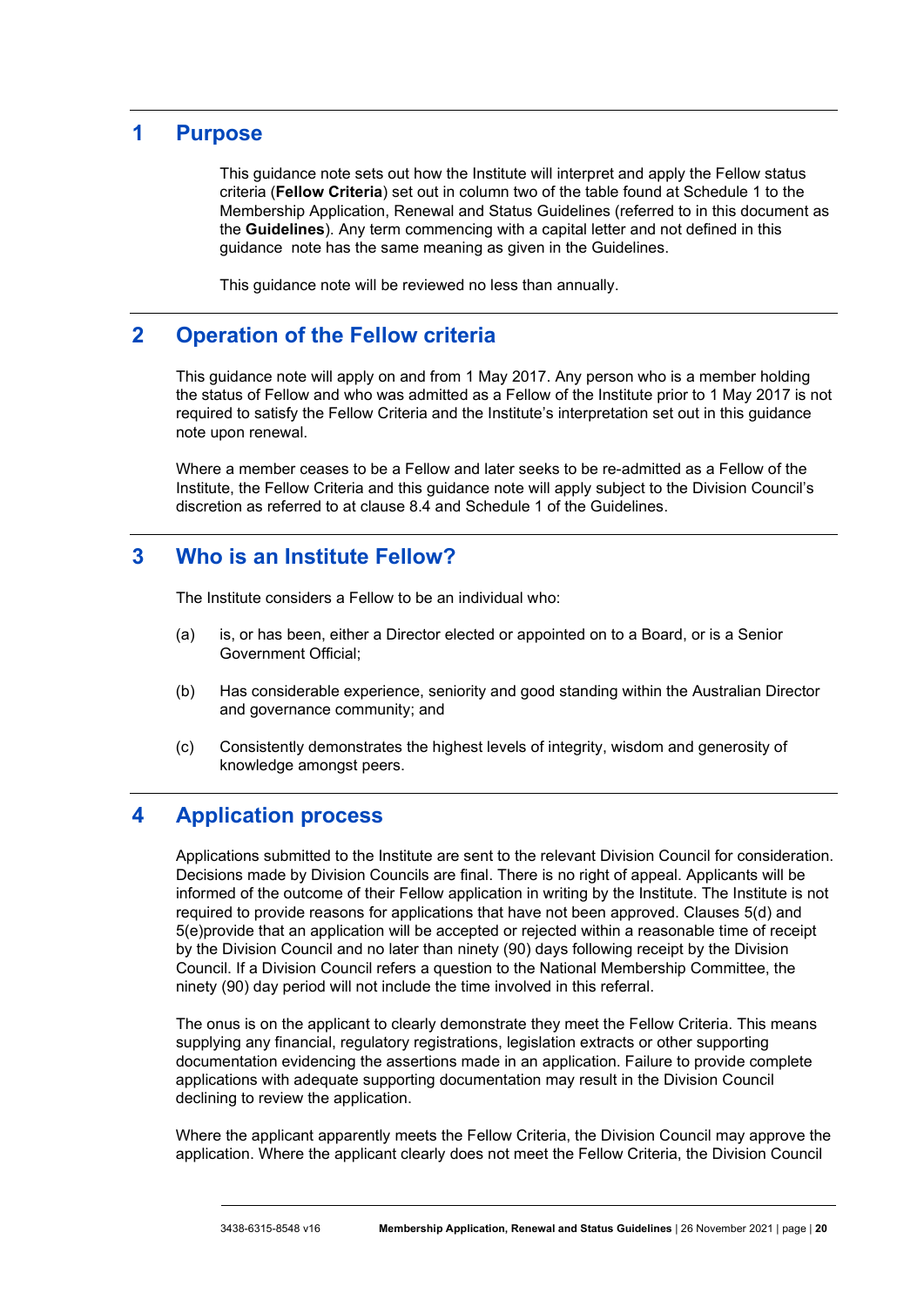## 1 Purpose

This guidance note sets out how the Institute will interpret and apply the Fellow status criteria (**Fellow Criteria**) set out in column two of the table found at Schedule 1 to the Membership Application, Renewal and Status Guidelines (referred to in this document as the **Guidelines**). Any term commencing with a capital letter and not defined in this guidance note has the same meaning as given in the Guidelines.

This guidance note will be reviewed no less than annually.

## 2 Operation of the Fellow criteria

This guidance note will apply on and from 1 May 2017. Any person who is a member holding the status of Fellow and who was admitted as a Fellow of the Institute prior to 1 May 2017 is not required to satisfy the Fellow Criteria and the Institute's interpretation set out in this guidance note upon renewal.

Where a member ceases to be a Fellow and later seeks to be re-admitted as a Fellow of the Institute, the Fellow Criteria and this guidance note will apply subject to the Division Council's discretion as referred to at clause 8.4 and Schedule 1 of the Guidelines.

## 3 Who is an Institute Fellow?

The Institute considers a Fellow to be an individual who:

(a) is, or has been, either a Director elected or appointed on to a Board, or is a Senior Government Official;

(b) Has considerable experience, seniority and good standing within the Australian Director and governance community; and

(c) Consistently demonstrates the highest levels of integrity, wisdom and generosity of knowledge amongst peers.

## 4 Application process

Applications submitted to the Institute are sent to the relevant Division Council for consideration. Decisions made by Division Councils are final. There is no right of appeal. Applicants will be informed of the outcome of their Fellow application in writing by the Institute. The Institute is not required to provide reasons for applications that have not been approved. Clauses 5(d) and 5(e)provide that an application will be accepted or rejected within a reasonable time of receipt by the Division Council and no later than ninety (90) days following receipt by the Division Council. If a Division Council refers a question to the National Membership Committee, the ninety (90) day period will not include the time involved in this referral.

The onus is on the applicant to clearly demonstrate they meet the Fellow Criteria. This means supplying any financial, regulatory registrations, legislation extracts or other supporting documentation evidencing the assertions made in an application. Failure to provide complete applications with adequate supporting documentation may result in the Division Council declining to review the application.

Where the applicant apparently meets the Fellow Criteria, the Division Council may approve the application. Where the applicant clearly does not meet the Fellow Criteria, the Division Council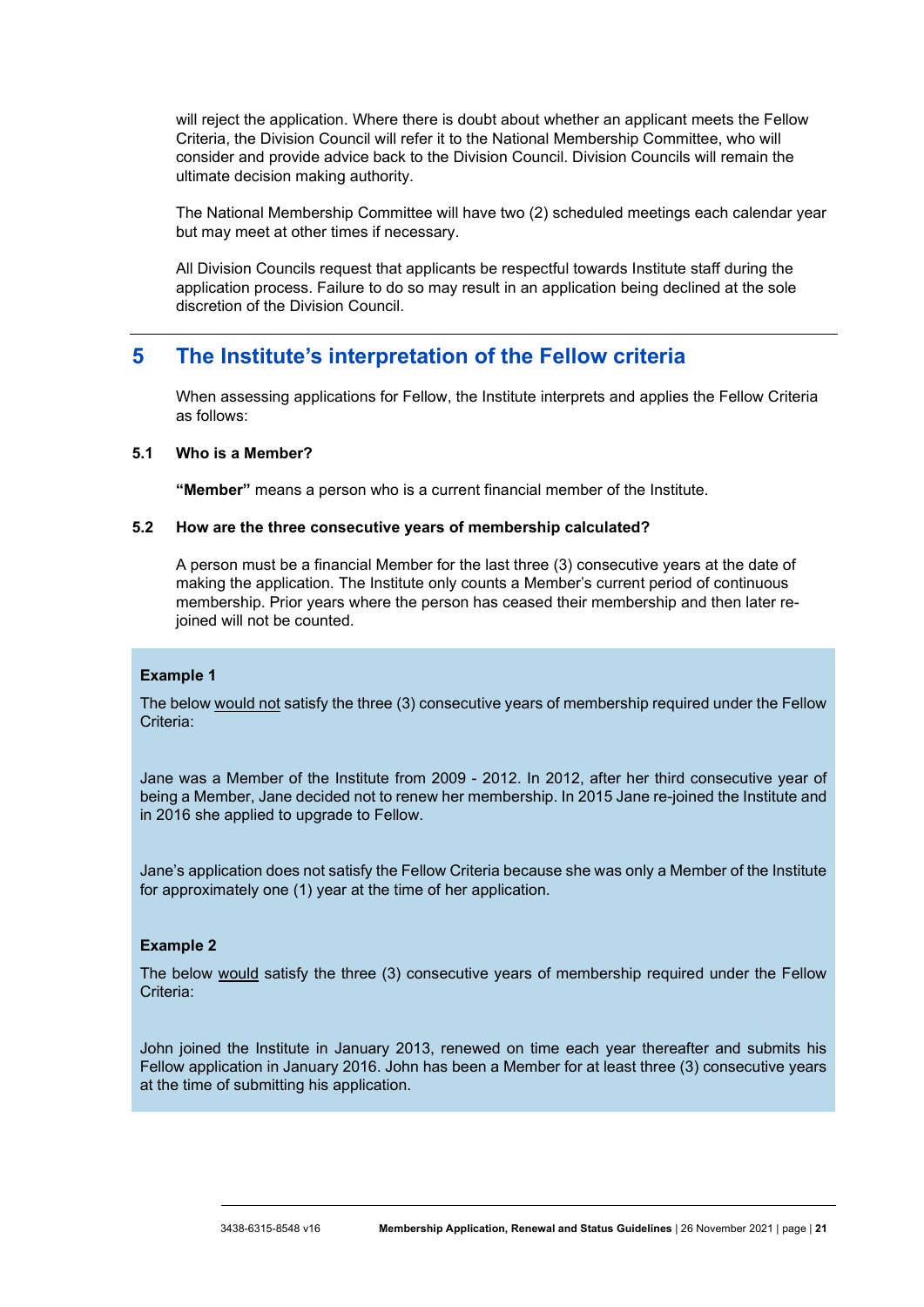will reject the application. Where there is doubt about whether an applicant meets the Fellow Criteria, the Division Council will refer it to the National Membership Committee, who will consider and provide advice back to the Division Council. Division Councils will remain the ultimate decision making authority.

The National Membership Committee will have two (2) scheduled meetings each calendar year but may meet at other times if necessary.

All Division Councils request that applicants be respectful towards Institute staff during the application process. Failure to do so may result in an application being declined at the sole discretion of the Division Council.

## 5 The Institute's interpretation of the Fellow criteria

When assessing applications for Fellow, the Institute interprets and applies the Fellow Criteria as follows:

### 5.1 Who is a Member?

**"Member"** means a person who is a current financial member of the Institute.

### 5.2 How are the three consecutive years of membership calculated?

A person must be a financial Member for the last three (3) consecutive years at the date of making the application. The Institute only counts a Member's current period of continuous membership. Prior years where the person has ceased their membership and then later re-joined will not be counted.

**Example 1**

The below <u>would not</u> satisfy the three (3) consecutive years of membership required under the Fellow Criteria:

Jane was a Member of the Institute from 2009 - 2012. In 2012, after her third consecutive year of being a Member, Jane decided not to renew her membership. In 2015 Jane re-joined the Institute and in 2016 she applied to upgrade to Fellow.

Jane's application does not satisfy the Fellow Criteria because she was only a Member of the Institute for approximately one (1) year at the time of her application.

**Example 2**

The below <u>would</u> satisfy the three (3) consecutive years of membership required under the Fellow Criteria:

John joined the Institute in January 2013, renewed on time each year thereafter and submits his Fellow application in January 2016. John has been a Member for at least three (3) consecutive years at the time of submitting his application.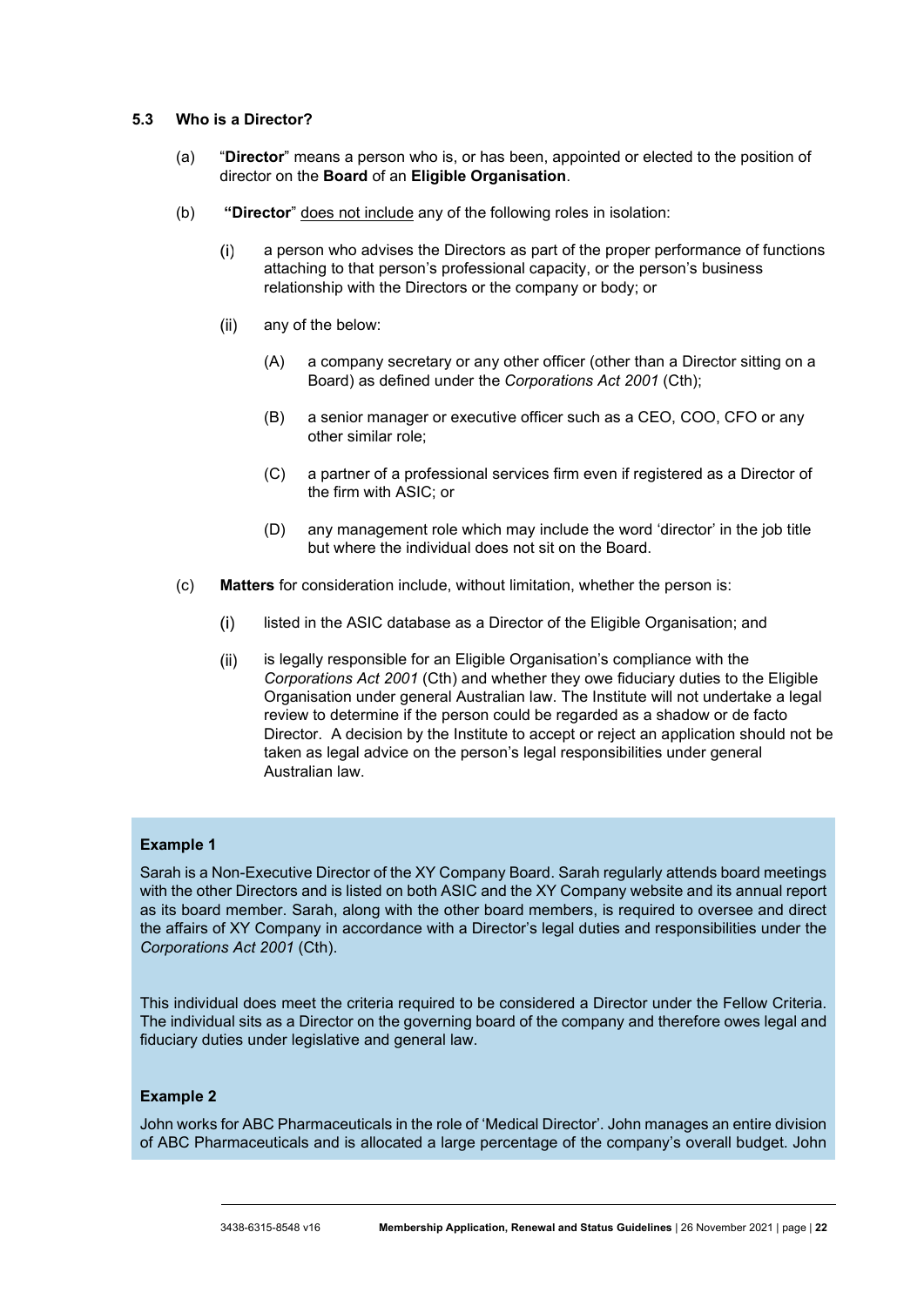### 5.3 Who is a Director?

(a) "**Director**" means a person who is, or has been, appointed or elected to the position of director on the **Board** of an **Eligible Organisation**.

(b) **"Director"** does not include any of the following roles in isolation:

(i) a person who advises the Directors as part of the proper performance of functions attaching to that person's professional capacity, or the person's business relationship with the Directors or the company or body; or

(ii) any of the below:

(A) a company secretary or any other officer (other than a Director sitting on a Board) as defined under the *Corporations Act 2001* (Cth);

(B) a senior manager or executive officer such as a CEO, COO, CFO or any other similar role;

(C) a partner of a professional services firm even if registered as a Director of the firm with ASIC; or

(D) any management role which may include the word 'director' in the job title but where the individual does not sit on the Board.

(c) **Matters** for consideration include, without limitation, whether the person is:

(i) listed in the ASIC database as a Director of the Eligible Organisation; and

(ii) is legally responsible for an Eligible Organisation's compliance with the *Corporations Act 2001* (Cth) and whether they owe fiduciary duties to the Eligible Organisation under general Australian law. The Institute will not undertake a legal review to determine if the person could be regarded as a shadow or de facto Director. A decision by the Institute to accept or reject an application should not be taken as legal advice on the person's legal responsibilities under general Australian law.

**Example 1**

Sarah is a Non-Executive Director of the XY Company Board. Sarah regularly attends board meetings with the other Directors and is listed on both ASIC and the XY Company website and its annual report as its board member. Sarah, along with the other board members, is required to oversee and direct the affairs of XY Company in accordance with a Director's legal duties and responsibilities under the *Corporations Act 2001* (Cth).

This individual does meet the criteria required to be considered a Director under the Fellow Criteria. The individual sits as a Director on the governing board of the company and therefore owes legal and fiduciary duties under legislative and general law.

**Example 2**

John works for ABC Pharmaceuticals in the role of 'Medical Director'. John manages an entire division of ABC Pharmaceuticals and is allocated a large percentage of the company's overall budget. John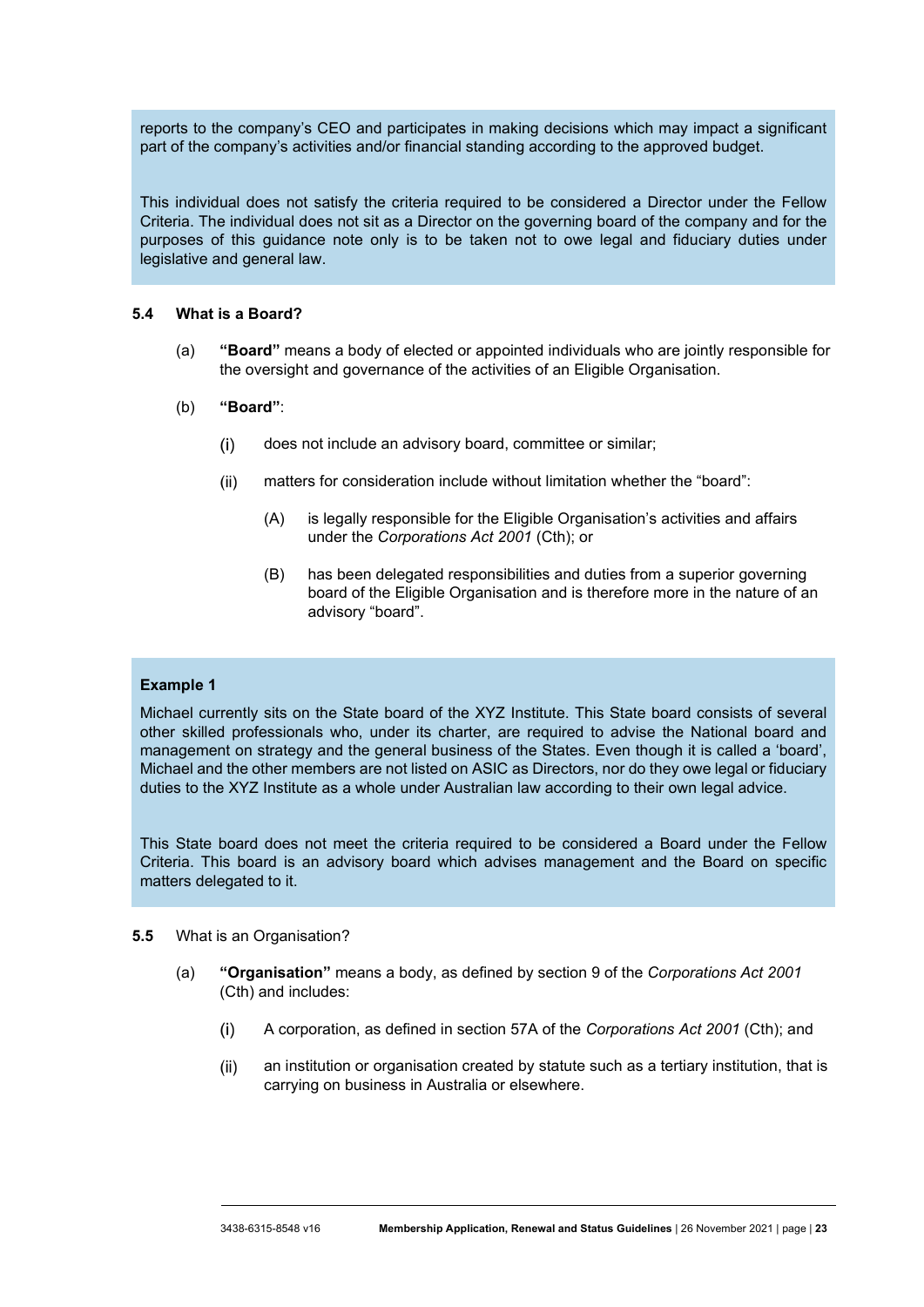reports to the company's CEO and participates in making decisions which may impact a significant part of the company's activities and/or financial standing according to the approved budget.

This individual does not satisfy the criteria required to be considered a Director under the Fellow Criteria. The individual does not sit as a Director on the governing board of the company and for the purposes of this guidance note only is to be taken not to owe legal and fiduciary duties under legislative and general law.

### 5.4 What is a Board?

(a) **"Board"** means a body of elected or appointed individuals who are jointly responsible for the oversight and governance of the activities of an Eligible Organisation.

(b) **"Board"**:

(i) does not include an advisory board, committee or similar;

(ii) matters for consideration include without limitation whether the "board":

(A) is legally responsible for the Eligible Organisation's activities and affairs under the *Corporations Act 2001* (Cth); or

(B) has been delegated responsibilities and duties from a superior governing board of the Eligible Organisation and is therefore more in the nature of an advisory "board".

**Example 1**

Michael currently sits on the State board of the XYZ Institute. This State board consists of several other skilled professionals who, under its charter, are required to advise the National board and management on strategy and the general business of the States. Even though it is called a 'board', Michael and the other members are not listed on ASIC as Directors, nor do they owe legal or fiduciary duties to the XYZ Institute as a whole under Australian law according to their own legal advice.

This State board does not meet the criteria required to be considered a Board under the Fellow Criteria. This board is an advisory board which advises management and the Board on specific matters delegated to it.

### 5.5 What is an Organisation?

(a) **"Organisation"** means a body, as defined by section 9 of the *Corporations Act 2001* (Cth) and includes:

(i) A corporation, as defined in section 57A of the *Corporations Act 2001* (Cth); and

(ii) an institution or organisation created by statute such as a tertiary institution, that is carrying on business in Australia or elsewhere.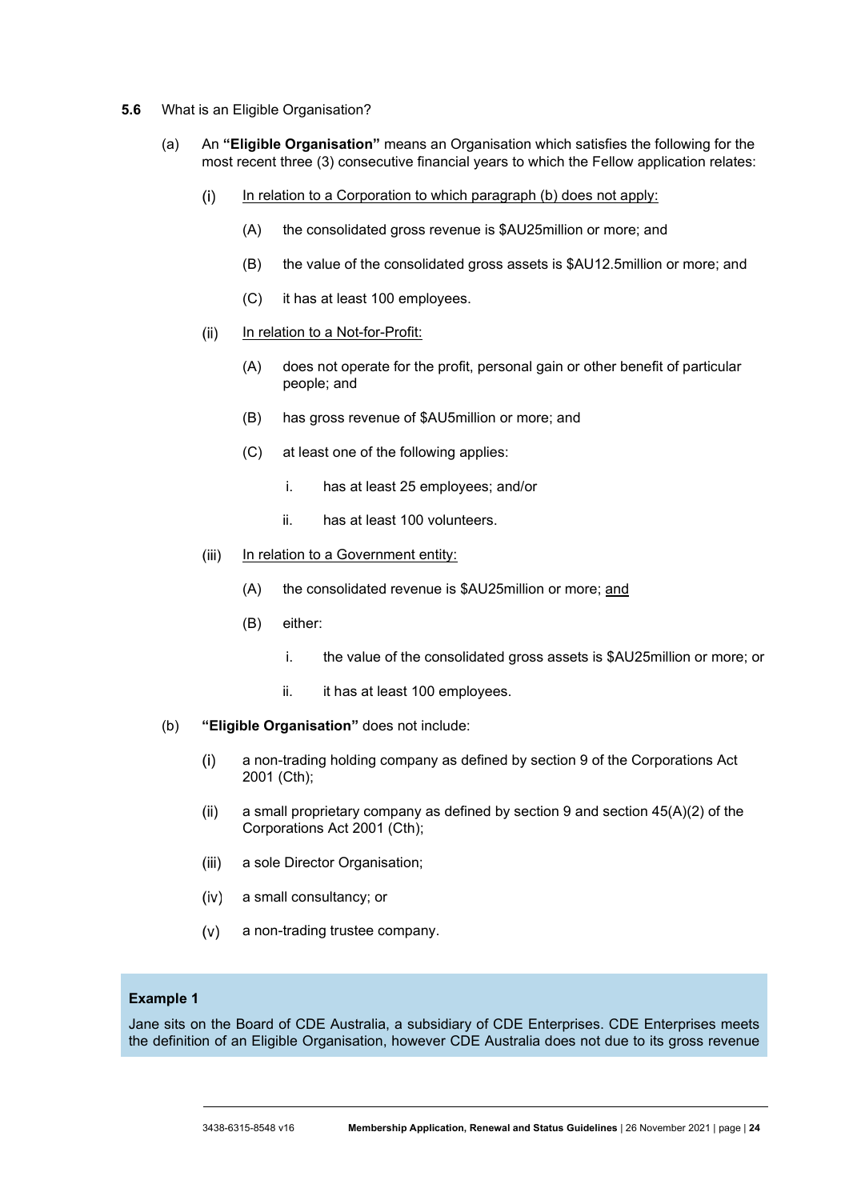**5.6** What is an Eligible Organisation?

(a) An **"Eligible Organisation"** means an Organisation which satisfies the following for the most recent three (3) consecutive financial years to which the Fellow application relates:

(i) <u>In relation to a Corporation to which paragraph (b) does not apply:</u>

(A) the consolidated gross revenue is $AU25million or more; and

(B) the value of the consolidated gross assets is $AU12.5million or more; and

(C) it has at least 100 employees.

(ii) <u>In relation to a Not-for-Profit:</u>

(A) does not operate for the profit, personal gain or other benefit of particular people; and

(B) has gross revenue of $AU5million or more; and

(C) at least one of the following applies:

i. has at least 25 employees; and/or

ii. has at least 100 volunteers.

(iii) <u>In relation to a Government entity:</u>

(A) the consolidated revenue is $AU25million or more; <u>and</u>

(B) either:

i. the value of the consolidated gross assets is $AU25million or more; or

ii. it has at least 100 employees.

(b) **"Eligible Organisation"** does not include:

(i) a non-trading holding company as defined by section 9 of the Corporations Act 2001 (Cth);

(ii) a small proprietary company as defined by section 9 and section 45(A)(2) of the Corporations Act 2001 (Cth);

(iii) a sole Director Organisation;

(iv) a small consultancy; or

(v) a non-trading trustee company.

**Example 1**

Jane sits on the Board of CDE Australia, a subsidiary of CDE Enterprises. CDE Enterprises meets the definition of an Eligible Organisation, however CDE Australia does not due to its gross revenue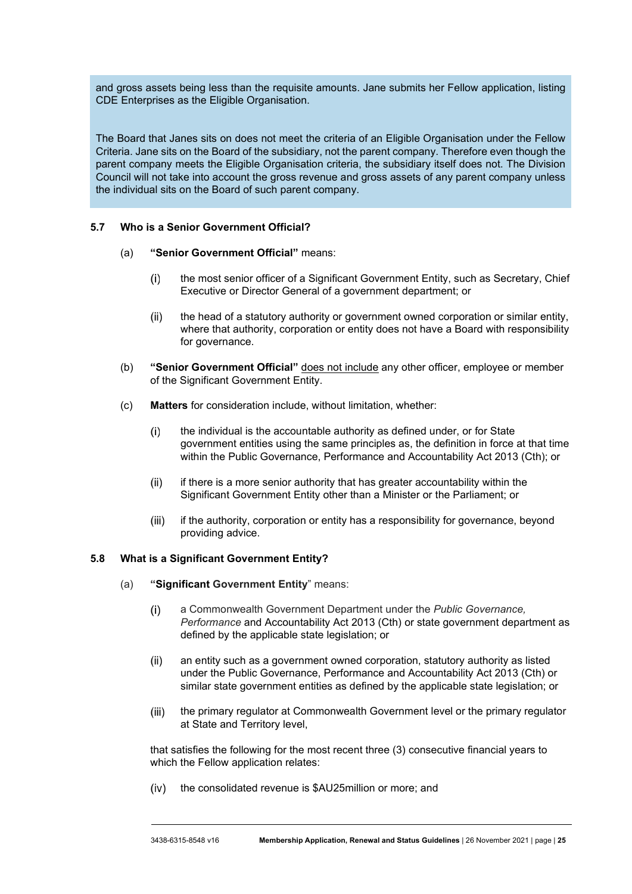and gross assets being less than the requisite amounts. Jane submits her Fellow application, listing CDE Enterprises as the Eligible Organisation.

The Board that Janes sits on does not meet the criteria of an Eligible Organisation under the Fellow Criteria. Jane sits on the Board of the subsidiary, not the parent company. Therefore even though the parent company meets the Eligible Organisation criteria, the subsidiary itself does not. The Division Council will not take into account the gross revenue and gross assets of any parent company unless the individual sits on the Board of such parent company.

### 5.7 Who is a Senior Government Official?

(a) **"Senior Government Official"** means:

(i) the most senior officer of a Significant Government Entity, such as Secretary, Chief Executive or Director General of a government department; or

(ii) the head of a statutory authority or government owned corporation or similar entity, where that authority, corporation or entity does not have a Board with responsibility for governance.

(b) **"Senior Government Official"** does not include any other officer, employee or member of the Significant Government Entity.

(c) **Matters** for consideration include, without limitation, whether:

(i) the individual is the accountable authority as defined under, or for State government entities using the same principles as, the definition in force at that time within the Public Governance, Performance and Accountability Act 2013 (Cth); or

(ii) if there is a more senior authority that has greater accountability within the Significant Government Entity other than a Minister or the Parliament; or

(iii) if the authority, corporation or entity has a responsibility for governance, beyond providing advice.

### 5.8 What is a Significant Government Entity?

(a) **"Significant Government Entity"** means:

(i) a Commonwealth Government Department under the *Public Governance, Performance* and Accountability Act 2013 (Cth) or state government department as defined by the applicable state legislation; or

(ii) an entity such as a government owned corporation, statutory authority as listed under the Public Governance, Performance and Accountability Act 2013 (Cth) or similar state government entities as defined by the applicable state legislation; or

(iii) the primary regulator at Commonwealth Government level or the primary regulator at State and Territory level,

that satisfies the following for the most recent three (3) consecutive financial years to which the Fellow application relates:

(iv) the consolidated revenue is $AU25million or more; and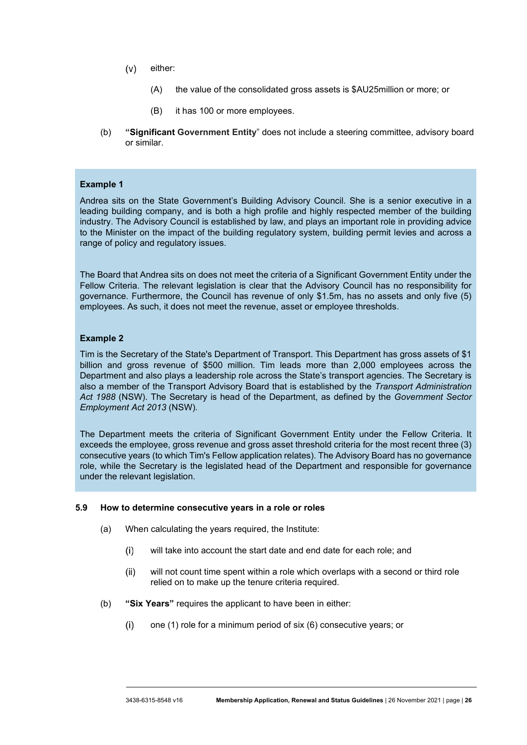(v) either:

    (A) the value of the consolidated gross assets is $AU25million or more; or

    (B) it has 100 or more employees.

(b) **"Significant Government Entity**" does not include a steering committee, advisory board or similar.

**Example 1**

Andrea sits on the State Government's Building Advisory Council. She is a senior executive in a leading building company, and is both a high profile and highly respected member of the building industry. The Advisory Council is established by law, and plays an important role in providing advice to the Minister on the impact of the building regulatory system, building permit levies and across a range of policy and regulatory issues.

The Board that Andrea sits on does not meet the criteria of a Significant Government Entity under the Fellow Criteria. The relevant legislation is clear that the Advisory Council has no responsibility for governance. Furthermore, the Council has revenue of only $1.5m, has no assets and only five (5) employees. As such, it does not meet the revenue, asset or employee thresholds.

**Example 2**

Tim is the Secretary of the State's Department of Transport. This Department has gross assets of $1 billion and gross revenue of $500 million. Tim leads more than 2,000 employees across the Department and also plays a leadership role across the State's transport agencies. The Secretary is also a member of the Transport Advisory Board that is established by the *Transport Administration Act 1988* (NSW). The Secretary is head of the Department, as defined by the *Government Sector Employment Act 2013* (NSW).

The Department meets the criteria of Significant Government Entity under the Fellow Criteria. It exceeds the employee, gross revenue and gross asset threshold criteria for the most recent three (3) consecutive years (to which Tim's Fellow application relates). The Advisory Board has no governance role, while the Secretary is the legislated head of the Department and responsible for governance under the relevant legislation.

### 5.9 How to determine consecutive years in a role or roles

(a) When calculating the years required, the Institute:

    (i) will take into account the start date and end date for each role; and

    (ii) will not count time spent within a role which overlaps with a second or third role relied on to make up the tenure criteria required.

(b) **"Six Years"** requires the applicant to have been in either:

    (i) one (1) role for a minimum period of six (6) consecutive years; or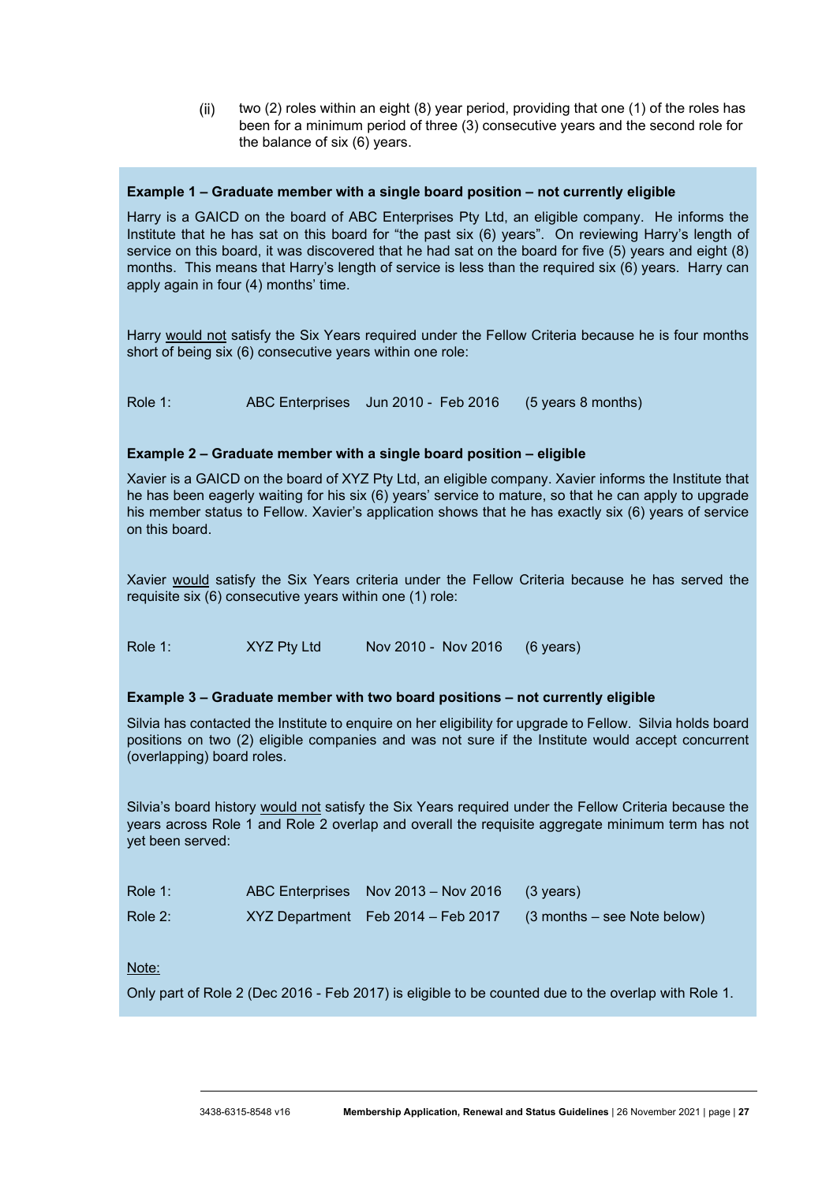(ii) two (2) roles within an eight (8) year period, providing that one (1) of the roles has been for a minimum period of three (3) consecutive years and the second role for the balance of six (6) years.

**Example 1 – Graduate member with a single board position – not currently eligible**

Harry is a GAICD on the board of ABC Enterprises Pty Ltd, an eligible company. He informs the Institute that he has sat on this board for "the past six (6) years". On reviewing Harry's length of service on this board, it was discovered that he had sat on the board for five (5) years and eight (8) months. This means that Harry's length of service is less than the required six (6) years. Harry can apply again in four (4) months' time.

Harry <u>would not</u> satisfy the Six Years required under the Fellow Criteria because he is four months short of being six (6) consecutive years within one role:

| | | | |
|---|---|---|---|
| Role 1: | ABC Enterprises | Jun 2010 - Feb 2016 | (5 years 8 months) |

**Example 2 – Graduate member with a single board position – eligible**

Xavier is a GAICD on the board of XYZ Pty Ltd, an eligible company. Xavier informs the Institute that he has been eagerly waiting for his six (6) years' service to mature, so that he can apply to upgrade his member status to Fellow. Xavier's application shows that he has exactly six (6) years of service on this board.

Xavier <u>would</u> satisfy the Six Years criteria under the Fellow Criteria because he has served the requisite six (6) consecutive years within one (1) role:

| | | | |
|---|---|---|---|
| Role 1: | XYZ Pty Ltd | Nov 2010 - Nov 2016 | (6 years) |

**Example 3 – Graduate member with two board positions – not currently eligible**

Silvia has contacted the Institute to enquire on her eligibility for upgrade to Fellow. Silvia holds board positions on two (2) eligible companies and was not sure if the Institute would accept concurrent (overlapping) board roles.

Silvia's board history <u>would not</u> satisfy the Six Years required under the Fellow Criteria because the years across Role 1 and Role 2 overlap and overall the requisite aggregate minimum term has not yet been served:

| | | | |
|---|---|---|---|
| Role 1: | ABC Enterprises | Nov 2013 – Nov 2016 | (3 years) |
| Role 2: | XYZ Department | Feb 2014 – Feb 2017 | (3 months – see Note below) |

<u>Note:</u>

Only part of Role 2 (Dec 2016 - Feb 2017) is eligible to be counted due to the overlap with Role 1.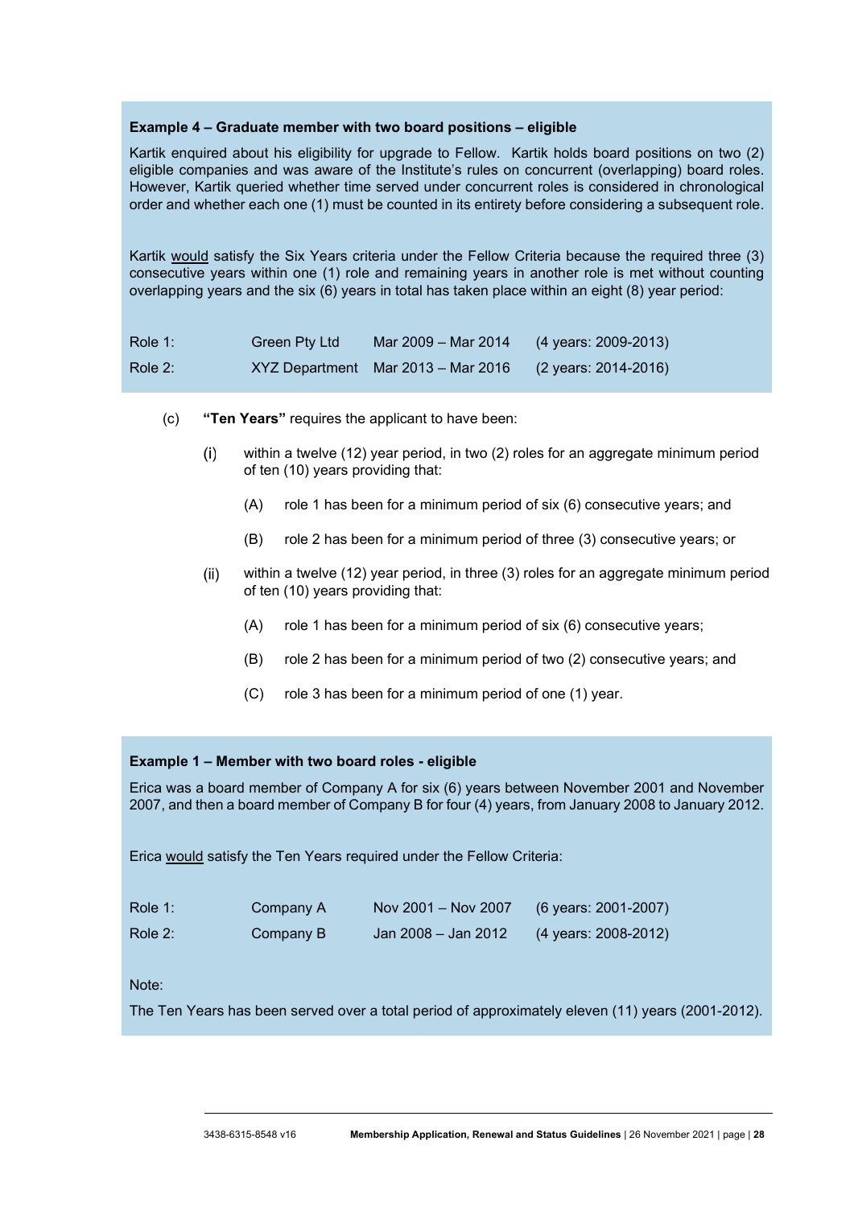**Example 4 – Graduate member with two board positions – eligible**

Kartik enquired about his eligibility for upgrade to Fellow. Kartik holds board positions on two (2) eligible companies and was aware of the Institute's rules on concurrent (overlapping) board roles. However, Kartik queried whether time served under concurrent roles is considered in chronological order and whether each one (1) must be counted in its entirety before considering a subsequent role.

Kartik would satisfy the Six Years criteria under the Fellow Criteria because the required three (3) consecutive years within one (1) role and remaining years in another role is met without counting overlapping years and the six (6) years in total has taken place within an eight (8) year period:

| | | | |
|---|---|---|---|
| Role 1: | Green Pty Ltd | Mar 2009 – Mar 2014 | (4 years: 2009-2013) |
| Role 2: | XYZ Department | Mar 2013 – Mar 2016 | (2 years: 2014-2016) |

(c) **"Ten Years"** requires the applicant to have been:

(i) within a twelve (12) year period, in two (2) roles for an aggregate minimum period of ten (10) years providing that:

(A) role 1 has been for a minimum period of six (6) consecutive years; and

(B) role 2 has been for a minimum period of three (3) consecutive years; or

(ii) within a twelve (12) year period, in three (3) roles for an aggregate minimum period of ten (10) years providing that:

(A) role 1 has been for a minimum period of six (6) consecutive years;

(B) role 2 has been for a minimum period of two (2) consecutive years; and

(C) role 3 has been for a minimum period of one (1) year.

**Example 1 – Member with two board roles - eligible**

Erica was a board member of Company A for six (6) years between November 2001 and November 2007, and then a board member of Company B for four (4) years, from January 2008 to January 2012.

Erica would satisfy the Ten Years required under the Fellow Criteria:

| | | | |
|---|---|---|---|
| Role 1: | Company A | Nov 2001 – Nov 2007 | (6 years: 2001-2007) |
| Role 2: | Company B | Jan 2008 – Jan 2012 | (4 years: 2008-2012) |

Note:

The Ten Years has been served over a total period of approximately eleven (11) years (2001-2012).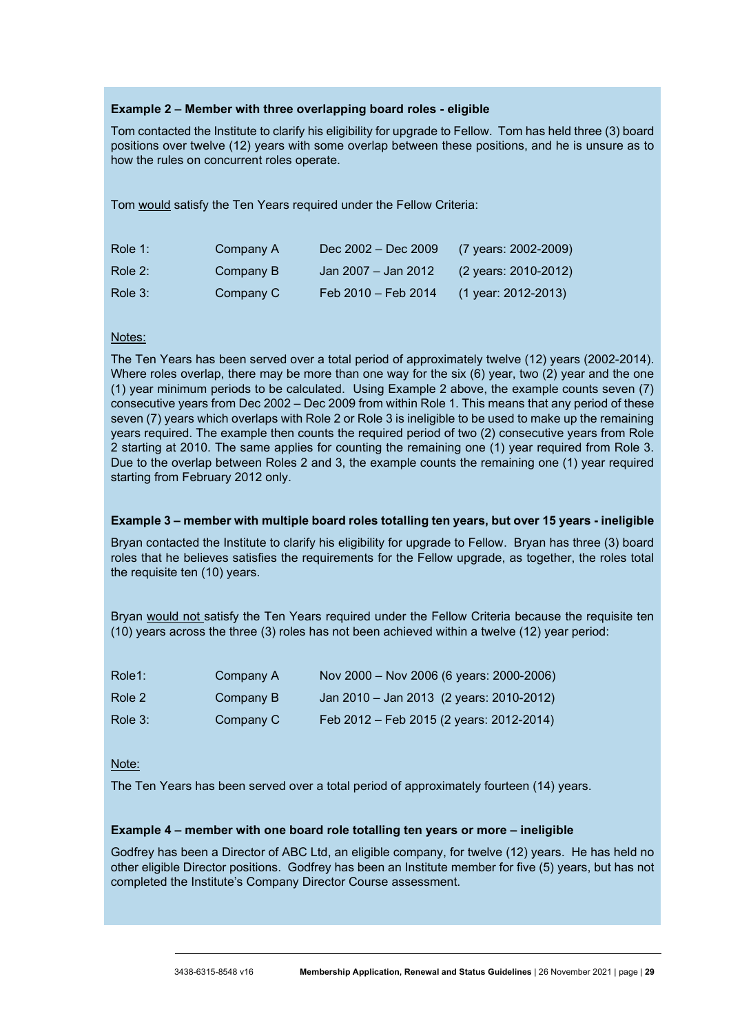**Example 2 – Member with three overlapping board roles - eligible**

Tom contacted the Institute to clarify his eligibility for upgrade to Fellow. Tom has held three (3) board positions over twelve (12) years with some overlap between these positions, and he is unsure as to how the rules on concurrent roles operate.

Tom would satisfy the Ten Years required under the Fellow Criteria:

| | | | |
|---|---|---|---|
| Role 1: | Company A | Dec 2002 – Dec 2009 | (7 years: 2002-2009) |
| Role 2: | Company B | Jan 2007 – Jan 2012 | (2 years: 2010-2012) |
| Role 3: | Company C | Feb 2010 – Feb 2014 | (1 year: 2012-2013) |

Notes:

The Ten Years has been served over a total period of approximately twelve (12) years (2002-2014). Where roles overlap, there may be more than one way for the six (6) year, two (2) year and the one (1) year minimum periods to be calculated. Using Example 2 above, the example counts seven (7) consecutive years from Dec 2002 – Dec 2009 from within Role 1. This means that any period of these seven (7) years which overlaps with Role 2 or Role 3 is ineligible to be used to make up the remaining years required. The example then counts the required period of two (2) consecutive years from Role 2 starting at 2010. The same applies for counting the remaining one (1) year required from Role 3. Due to the overlap between Roles 2 and 3, the example counts the remaining one (1) year required starting from February 2012 only.

**Example 3 – member with multiple board roles totalling ten years, but over 15 years - ineligible**

Bryan contacted the Institute to clarify his eligibility for upgrade to Fellow. Bryan has three (3) board roles that he believes satisfies the requirements for the Fellow upgrade, as together, the roles total the requisite ten (10) years.

Bryan would not satisfy the Ten Years required under the Fellow Criteria because the requisite ten (10) years across the three (3) roles has not been achieved within a twelve (12) year period:

| | | |
|---|---|---|
| Role1: | Company A | Nov 2000 – Nov 2006 (6 years: 2000-2006) |
| Role 2 | Company B | Jan 2010 – Jan 2013 (2 years: 2010-2012) |
| Role 3: | Company C | Feb 2012 – Feb 2015 (2 years: 2012-2014) |

Note:

The Ten Years has been served over a total period of approximately fourteen (14) years.

**Example 4 – member with one board role totalling ten years or more – ineligible**

Godfrey has been a Director of ABC Ltd, an eligible company, for twelve (12) years. He has held no other eligible Director positions. Godfrey has been an Institute member for five (5) years, but has not completed the Institute's Company Director Course assessment.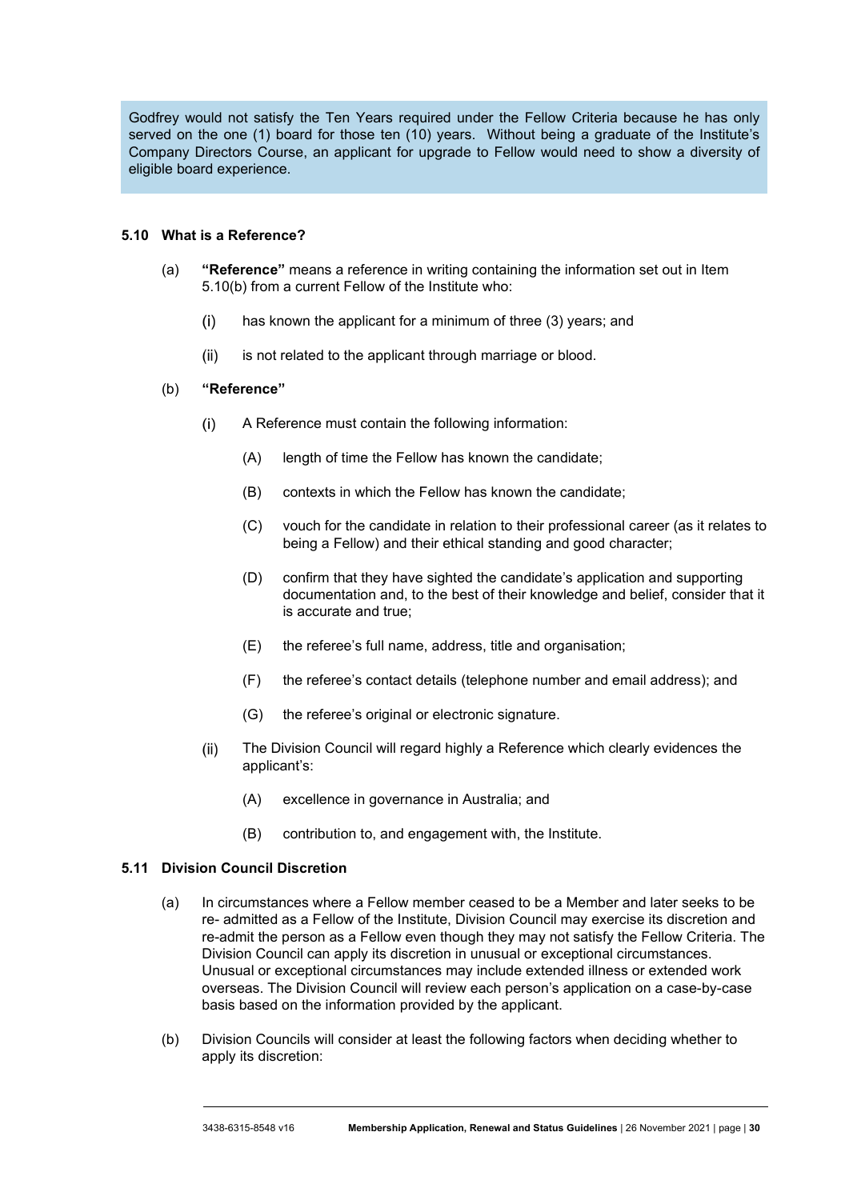> Godfrey would not satisfy the Ten Years required under the Fellow Criteria because he has only served on the one (1) board for those ten (10) years. Without being a graduate of the Institute's Company Directors Course, an applicant for upgrade to Fellow would need to show a diversity of eligible board experience.

### 5.10 What is a Reference?

(a) **"Reference"** means a reference in writing containing the information set out in Item 5.10(b) from a current Fellow of the Institute who:

(i) has known the applicant for a minimum of three (3) years; and

(ii) is not related to the applicant through marriage or blood.

(b) **"Reference"**

(i) A Reference must contain the following information:

(A) length of time the Fellow has known the candidate;

(B) contexts in which the Fellow has known the candidate;

(C) vouch for the candidate in relation to their professional career (as it relates to being a Fellow) and their ethical standing and good character;

(D) confirm that they have sighted the candidate's application and supporting documentation and, to the best of their knowledge and belief, consider that it is accurate and true;

(E) the referee's full name, address, title and organisation;

(F) the referee's contact details (telephone number and email address); and

(G) the referee's original or electronic signature.

(ii) The Division Council will regard highly a Reference which clearly evidences the applicant's:

(A) excellence in governance in Australia; and

(B) contribution to, and engagement with, the Institute.

### 5.11 Division Council Discretion

(a) In circumstances where a Fellow member ceased to be a Member and later seeks to be re- admitted as a Fellow of the Institute, Division Council may exercise its discretion and re-admit the person as a Fellow even though they may not satisfy the Fellow Criteria. The Division Council can apply its discretion in unusual or exceptional circumstances. Unusual or exceptional circumstances may include extended illness or extended work overseas. The Division Council will review each person's application on a case-by-case basis based on the information provided by the applicant.

(b) Division Councils will consider at least the following factors when deciding whether to apply its discretion: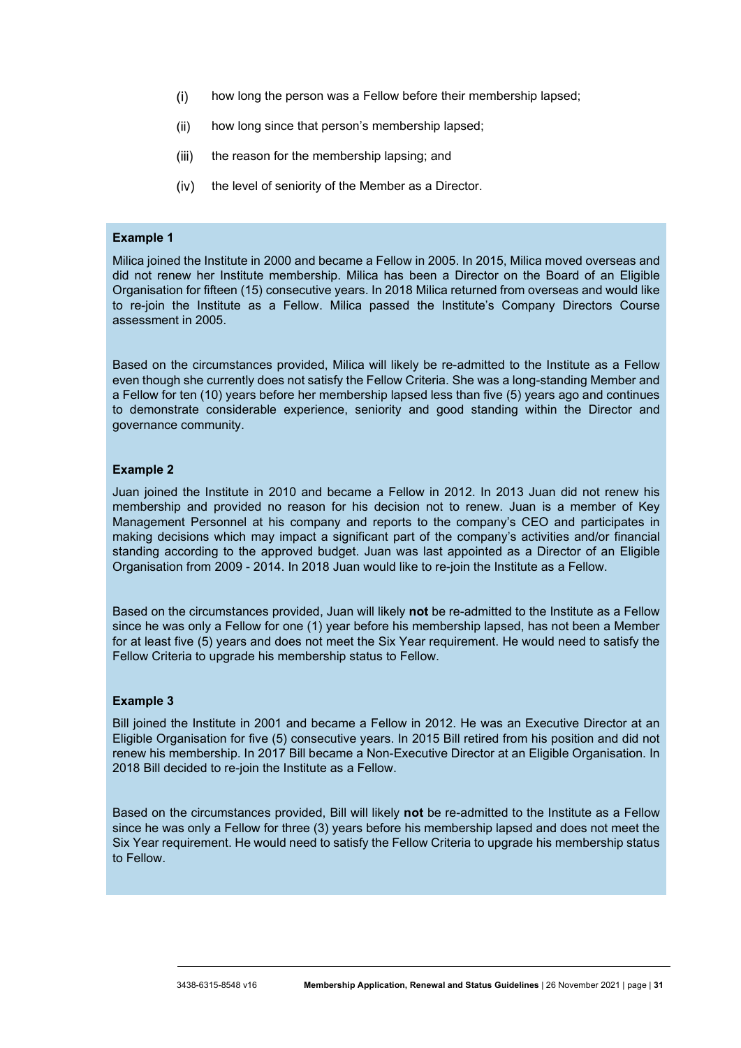(i) how long the person was a Fellow before their membership lapsed;

(ii) how long since that person's membership lapsed;

(iii) the reason for the membership lapsing; and

(iv) the level of seniority of the Member as a Director.

**Example 1**

Milica joined the Institute in 2000 and became a Fellow in 2005. In 2015, Milica moved overseas and did not renew her Institute membership. Milica has been a Director on the Board of an Eligible Organisation for fifteen (15) consecutive years. In 2018 Milica returned from overseas and would like to re-join the Institute as a Fellow. Milica passed the Institute's Company Directors Course assessment in 2005.

Based on the circumstances provided, Milica will likely be re-admitted to the Institute as a Fellow even though she currently does not satisfy the Fellow Criteria. She was a long-standing Member and a Fellow for ten (10) years before her membership lapsed less than five (5) years ago and continues to demonstrate considerable experience, seniority and good standing within the Director and governance community.

**Example 2**

Juan joined the Institute in 2010 and became a Fellow in 2012. In 2013 Juan did not renew his membership and provided no reason for his decision not to renew. Juan is a member of Key Management Personnel at his company and reports to the company's CEO and participates in making decisions which may impact a significant part of the company's activities and/or financial standing according to the approved budget. Juan was last appointed as a Director of an Eligible Organisation from 2009 - 2014. In 2018 Juan would like to re-join the Institute as a Fellow.

Based on the circumstances provided, Juan will likely **not** be re-admitted to the Institute as a Fellow since he was only a Fellow for one (1) year before his membership lapsed, has not been a Member for at least five (5) years and does not meet the Six Year requirement. He would need to satisfy the Fellow Criteria to upgrade his membership status to Fellow.

**Example 3**

Bill joined the Institute in 2001 and became a Fellow in 2012. He was an Executive Director at an Eligible Organisation for five (5) consecutive years. In 2015 Bill retired from his position and did not renew his membership. In 2017 Bill became a Non-Executive Director at an Eligible Organisation. In 2018 Bill decided to re-join the Institute as a Fellow.

Based on the circumstances provided, Bill will likely **not** be re-admitted to the Institute as a Fellow since he was only a Fellow for three (3) years before his membership lapsed and does not meet the Six Year requirement. He would need to satisfy the Fellow Criteria to upgrade his membership status to Fellow.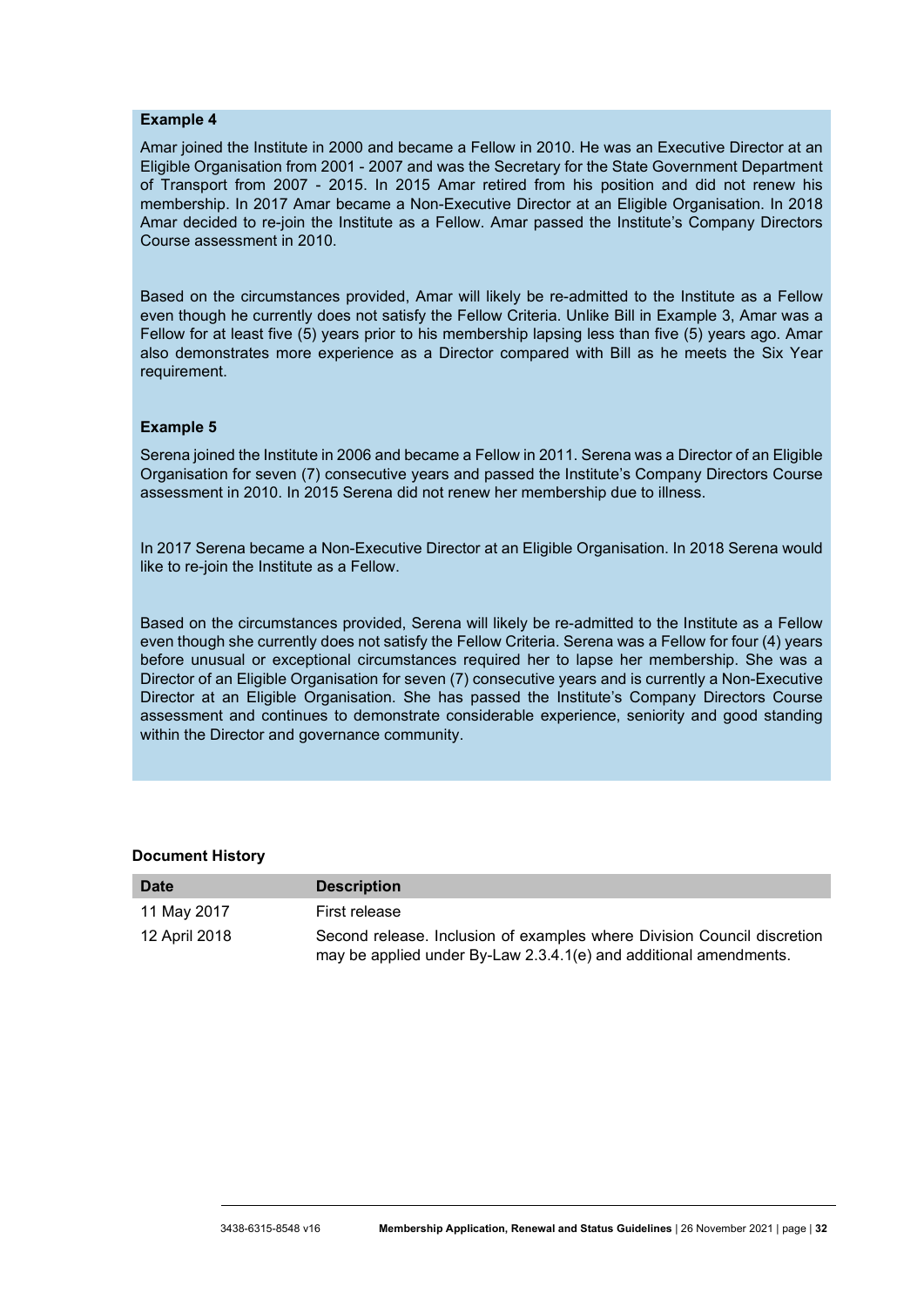**Example 4**

Amar joined the Institute in 2000 and became a Fellow in 2010. He was an Executive Director at an Eligible Organisation from 2001 - 2007 and was the Secretary for the State Government Department of Transport from 2007 - 2015. In 2015 Amar retired from his position and did not renew his membership. In 2017 Amar became a Non-Executive Director at an Eligible Organisation. In 2018 Amar decided to re-join the Institute as a Fellow. Amar passed the Institute's Company Directors Course assessment in 2010.

Based on the circumstances provided, Amar will likely be re-admitted to the Institute as a Fellow even though he currently does not satisfy the Fellow Criteria. Unlike Bill in Example 3, Amar was a Fellow for at least five (5) years prior to his membership lapsing less than five (5) years ago. Amar also demonstrates more experience as a Director compared with Bill as he meets the Six Year requirement.

**Example 5**

Serena joined the Institute in 2006 and became a Fellow in 2011. Serena was a Director of an Eligible Organisation for seven (7) consecutive years and passed the Institute's Company Directors Course assessment in 2010. In 2015 Serena did not renew her membership due to illness.

In 2017 Serena became a Non-Executive Director at an Eligible Organisation. In 2018 Serena would like to re-join the Institute as a Fellow.

Based on the circumstances provided, Serena will likely be re-admitted to the Institute as a Fellow even though she currently does not satisfy the Fellow Criteria. Serena was a Fellow for four (4) years before unusual or exceptional circumstances required her to lapse her membership. She was a Director of an Eligible Organisation for seven (7) consecutive years and is currently a Non-Executive Director at an Eligible Organisation. She has passed the Institute's Company Directors Course assessment and continues to demonstrate considerable experience, seniority and good standing within the Director and governance community.

**Document History**

| Date | Description |
| --- | --- |
| 11 May 2017 | First release |
| 12 April 2018 | Second release. Inclusion of examples where Division Council discretion may be applied under By-Law 2.3.4.1(e) and additional amendments. |